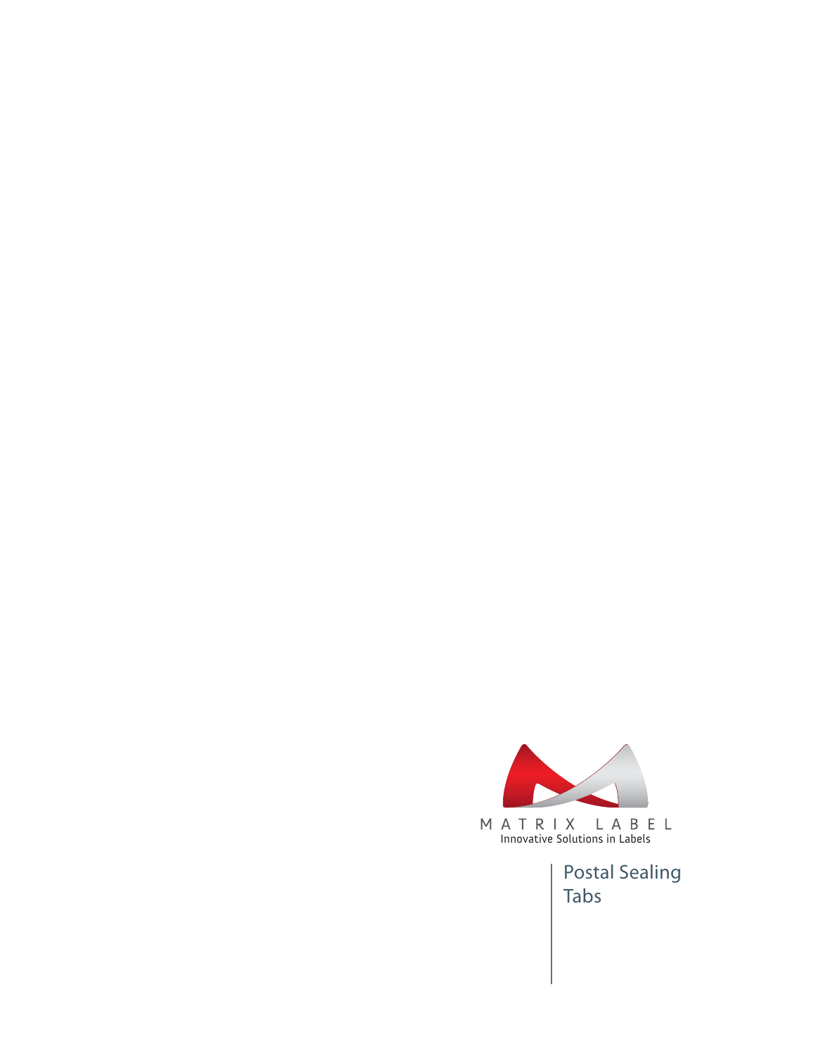MATRIX LABEL

Innovative Solutions in Labels

# Postal Sealing Tabs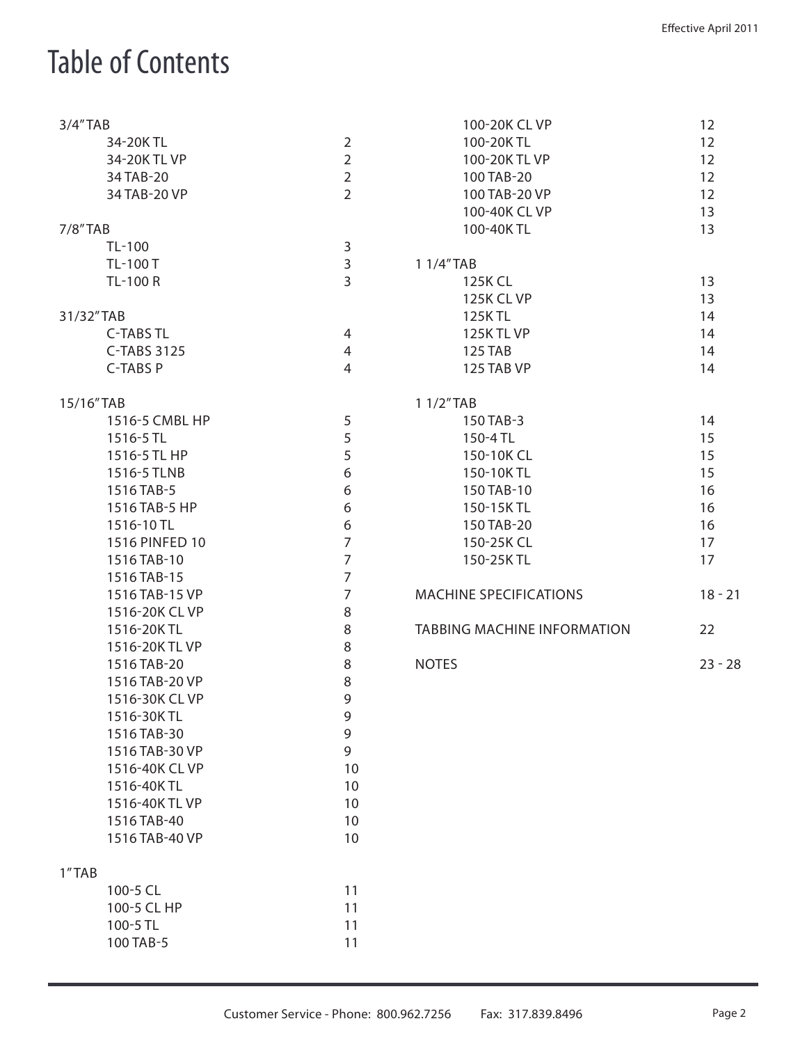# Table of Contents

| | |
|---|---|
| **3/4" TAB** | |
| 34-20K TL | 2 |
| 34-20K TL VP | 2 |
| 34 TAB-20 | 2 |
| 34 TAB-20 VP | 2 |
| **7/8" TAB** | |
| TL-100 | 3 |
| TL-100 T | 3 |
| TL-100 R | 3 |
| **31/32" TAB** | |
| C-TABS TL | 4 |
| C-TABS 3125 | 4 |
| C-TABS P | 4 |
| **15/16" TAB** | |
| 1516-5 CMBL HP | 5 |
| 1516-5 TL | 5 |
| 1516-5 TL HP | 5 |
| 1516-5 TLNB | 6 |
| 1516 TAB-5 | 6 |
| 1516 TAB-5 HP | 6 |
| 1516-10 TL | 6 |
| 1516 PINFED 10 | 7 |
| 1516 TAB-10 | 7 |
| 1516 TAB-15 | 7 |
| 1516 TAB-15 VP | 7 |
| 1516-20K CL VP | 8 |
| 1516-20K TL | 8 |
| 1516-20K TL VP | 8 |
| 1516 TAB-20 | 8 |
| 1516 TAB-20 VP | 8 |
| 1516-30K CL VP | 9 |
| 1516-30K TL | 9 |
| 1516 TAB-30 | 9 |
| 1516 TAB-30 VP | 9 |
| 1516-40K CL VP | 10 |
| 1516-40K TL | 10 |
| 1516-40K TL VP | 10 |
| 1516 TAB-40 | 10 |
| 1516 TAB-40 VP | 10 |
| **1" TAB** | |
| 100-5 CL | 11 |
| 100-5 CL HP | 11 |
| 100-5 TL | 11 |
| 100 TAB-5 | 11 |
| 100-20K CL VP | 12 |
| 100-20K TL | 12 |
| 100-20K TL VP | 12 |
| 100 TAB-20 | 12 |
| 100 TAB-20 VP | 12 |
| 100-40K CL VP | 13 |
| 100-40K TL | 13 |
| **1 1/4" TAB** | |
| 125K CL | 13 |
| 125K CL VP | 13 |
| 125K TL | 14 |
| 125K TL VP | 14 |
| 125 TAB | 14 |
| 125 TAB VP | 14 |
| **1 1/2" TAB** | |
| 150 TAB-3 | 14 |
| 150-4 TL | 15 |
| 150-10K CL | 15 |
| 150-10K TL | 15 |
| 150 TAB-10 | 16 |
| 150-15K TL | 16 |
| 150 TAB-20 | 16 |
| 150-25K CL | 17 |
| 150-25K TL | 17 |
| **MACHINE SPECIFICATIONS** | 18 - 21 |
| **TABBING MACHINE INFORMATION** | 22 |
| **NOTES** | 23 - 28 |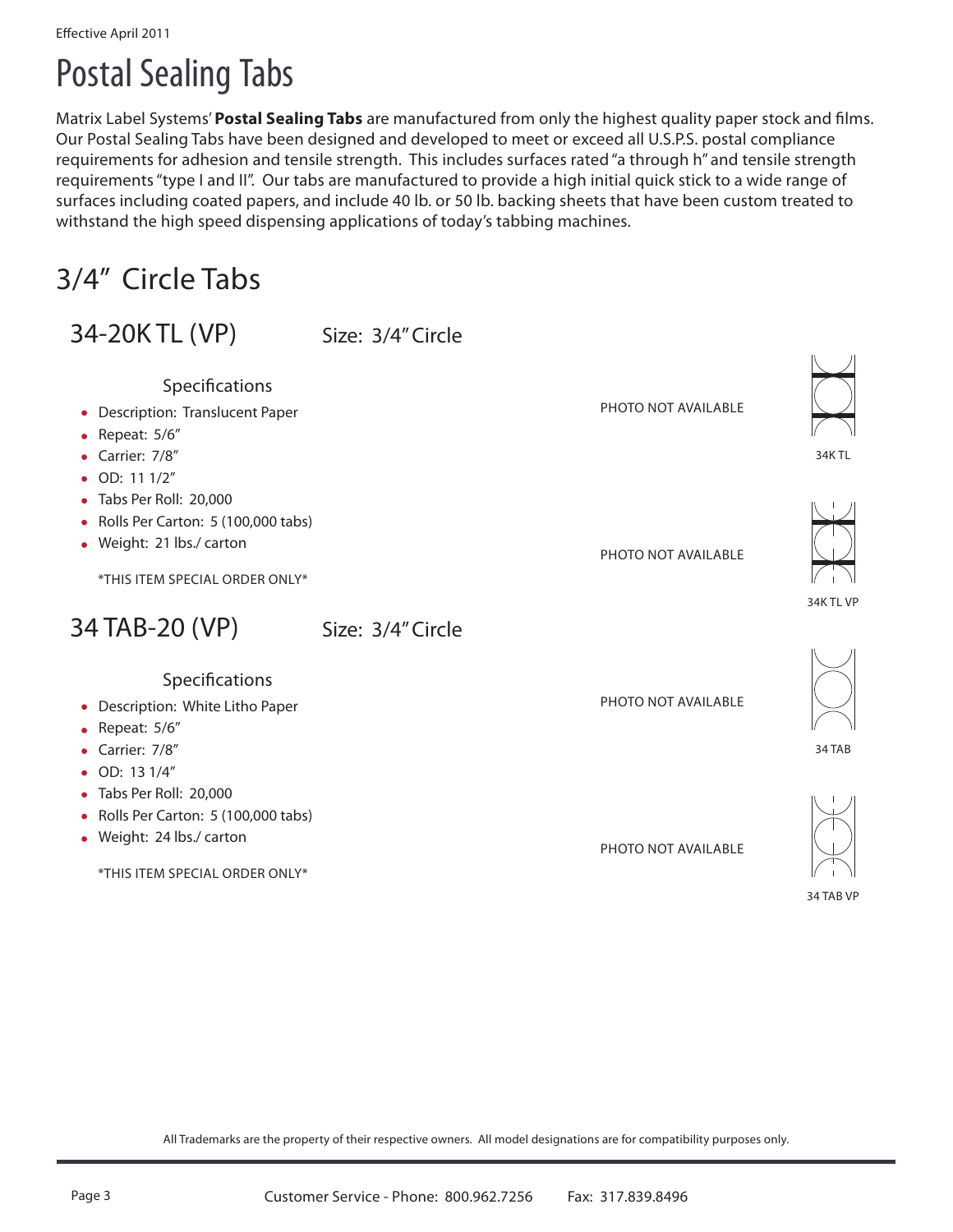Effective April 2011

# Postal Sealing Tabs

Matrix Label Systems' **Postal Sealing Tabs** are manufactured from only the highest quality paper stock and films. Our Postal Sealing Tabs have been designed and developed to meet or exceed all U.S.P.S. postal compliance requirements for adhesion and tensile strength. This includes surfaces rated "a through h" and tensile strength requirements "type I and II". Our tabs are manufactured to provide a high initial quick stick to a wide range of surfaces including coated papers, and include 40 lb. or 50 lb. backing sheets that have been custom treated to withstand the high speed dispensing applications of today's tabbing machines.

## 3/4" Circle Tabs

### 34-20K TL (VP) — Size: 3/4" Circle

Specifications

- Description: Translucent Paper
- Repeat: 5/6"
- Carrier: 7/8"
- OD: 11 1/2"
- Tabs Per Roll: 20,000
- Rolls Per Carton: 5 (100,000 tabs)
- Weight: 21 lbs./ carton

*THIS ITEM SPECIAL ORDER ONLY*

PHOTO NOT AVAILABLE

34K TL

PHOTO NOT AVAILABLE

34K TL VP

### 34 TAB-20 (VP) — Size: 3/4" Circle

Specifications

- Description: White Litho Paper
- Repeat: 5/6"
- Carrier: 7/8"
- OD: 13 1/4"
- Tabs Per Roll: 20,000
- Rolls Per Carton: 5 (100,000 tabs)
- Weight: 24 lbs./ carton

*THIS ITEM SPECIAL ORDER ONLY*

PHOTO NOT AVAILABLE

34 TAB

PHOTO NOT AVAILABLE

34 TAB VP

All Trademarks are the property of their respective owners. All model designations are for compatibility purposes only.

Customer Service - Phone: 800.962.7256 Fax: 317.839.8496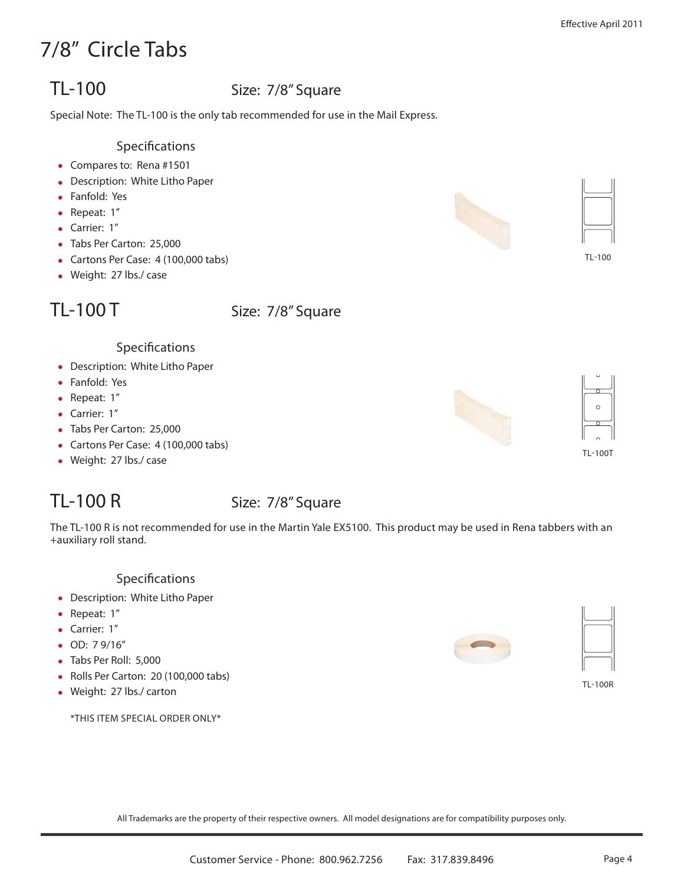# 7/8" Circle Tabs

## TL-100

Size: 7/8" Square

Special Note: The TL-100 is the only tab recommended for use in the Mail Express.

### Specifications

- Compares to: Rena #1501
- Description: White Litho Paper
- Fanfold: Yes
- Repeat: 1"
- Carrier: 1"
- Tabs Per Carton: 25,000
- Cartons Per Case: 4 (100,000 tabs)
- Weight: 27 lbs./ case

TL-100

## TL-100 T

Size: 7/8" Square

### Specifications

- Description: White Litho Paper
- Fanfold: Yes
- Repeat: 1"
- Carrier: 1"
- Tabs Per Carton: 25,000
- Cartons Per Case: 4 (100,000 tabs)
- Weight: 27 lbs./ case

TL-100T

## TL-100 R

Size: 7/8" Square

The TL-100 R is not recommended for use in the Martin Yale EX5100. This product may be used in Rena tabbers with an +auxiliary roll stand.

### Specifications

- Description: White Litho Paper
- Repeat: 1"
- Carrier: 1"
- OD: 7 9/16"
- Tabs Per Roll: 5,000
- Rolls Per Carton: 20 (100,000 tabs)
- Weight: 27 lbs./ carton

*THIS ITEM SPECIAL ORDER ONLY*

TL-100R

All Trademarks are the property of their respective owners. All model designations are for compatibility purposes only.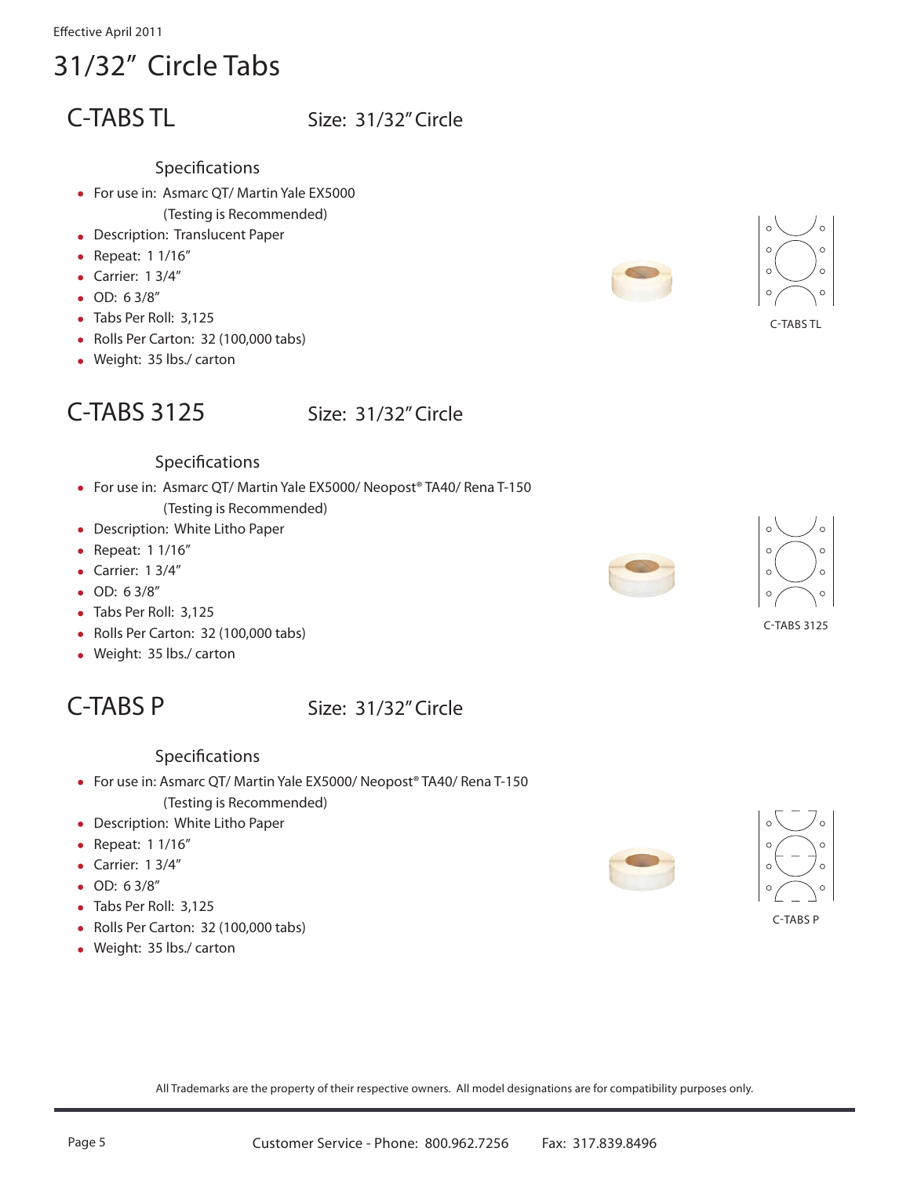Effective April 2011

# 31/32" Circle Tabs

## C-TABS TL

Size: 31/32" Circle

### Specifications

- For use in: Asmarc QT/ Martin Yale EX5000
  (Testing is Recommended)
- Description: Translucent Paper
- Repeat: 1 1/16"
- Carrier: 1 3/4"
- OD: 6 3/8"
- Tabs Per Roll: 3,125
- Rolls Per Carton: 32 (100,000 tabs)
- Weight: 35 lbs./ carton

C-TABS TL

## C-TABS 3125

Size: 31/32" Circle

### Specifications

- For use in: Asmarc QT/ Martin Yale EX5000/ Neopost® TA40/ Rena T-150
  (Testing is Recommended)
- Description: White Litho Paper
- Repeat: 1 1/16"
- Carrier: 1 3/4"
- OD: 6 3/8"
- Tabs Per Roll: 3,125
- Rolls Per Carton: 32 (100,000 tabs)
- Weight: 35 lbs./ carton

C-TABS 3125

## C-TABS P

Size: 31/32" Circle

### Specifications

- For use in: Asmarc QT/ Martin Yale EX5000/ Neopost® TA40/ Rena T-150
  (Testing is Recommended)
- Description: White Litho Paper
- Repeat: 1 1/16"
- Carrier: 1 3/4"
- OD: 6 3/8"
- Tabs Per Roll: 3,125
- Rolls Per Carton: 32 (100,000 tabs)
- Weight: 35 lbs./ carton

C-TABS P

All Trademarks are the property of their respective owners. All model designations are for compatibility purposes only.

Customer Service - Phone: 800.962.7256 Fax: 317.839.8496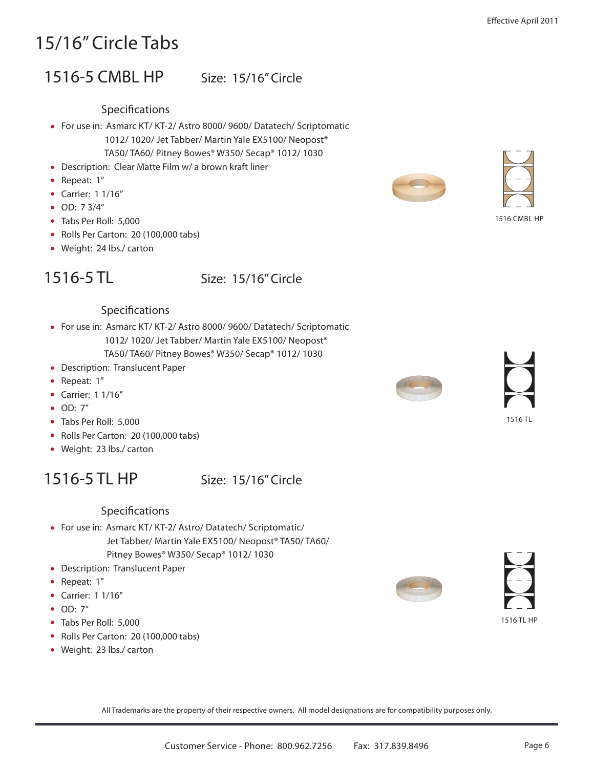# 15/16" Circle Tabs

## 1516-5 CMBL HP

Size: 15/16" Circle

### Specifications

- For use in: Asmarc KT/ KT-2/ Astro 8000/ 9600/ Datatech/ Scriptomatic 1012/ 1020/ Jet Tabber/ Martin Yale EX5100/ Neopost® TA50/ TA60/ Pitney Bowes® W350/ Secap® 1012/ 1030
- Description: Clear Matte Film w/ a brown kraft liner
- Repeat: 1"
- Carrier: 1 1/16"
- OD: 7 3/4"
- Tabs Per Roll: 5,000
- Rolls Per Carton: 20 (100,000 tabs)
- Weight: 24 lbs./ carton

1516 CMBL HP

## 1516-5 TL

Size: 15/16" Circle

### Specifications

- For use in: Asmarc KT/ KT-2/ Astro 8000/ 9600/ Datatech/ Scriptomatic 1012/ 1020/ Jet Tabber/ Martin Yale EX5100/ Neopost® TA50/ TA60/ Pitney Bowes® W350/ Secap® 1012/ 1030
- Description: Translucent Paper
- Repeat: 1"
- Carrier: 1 1/16"
- OD: 7"
- Tabs Per Roll: 5,000
- Rolls Per Carton: 20 (100,000 tabs)
- Weight: 23 lbs./ carton

1516 TL

## 1516-5 TL HP

Size: 15/16" Circle

### Specifications

- For use in: Asmarc KT/ KT-2/ Astro/ Datatech/ Scriptomatic/ Jet Tabber/ Martin Yale EX5100/ Neopost® TA50/ TA60/ Pitney Bowes® W350/ Secap® 1012/ 1030
- Description: Translucent Paper
- Repeat: 1"
- Carrier: 1 1/16"
- OD: 7"
- Tabs Per Roll: 5,000
- Rolls Per Carton: 20 (100,000 tabs)
- Weight: 23 lbs./ carton

1516 TL HP

All Trademarks are the property of their respective owners. All model designations are for compatibility purposes only.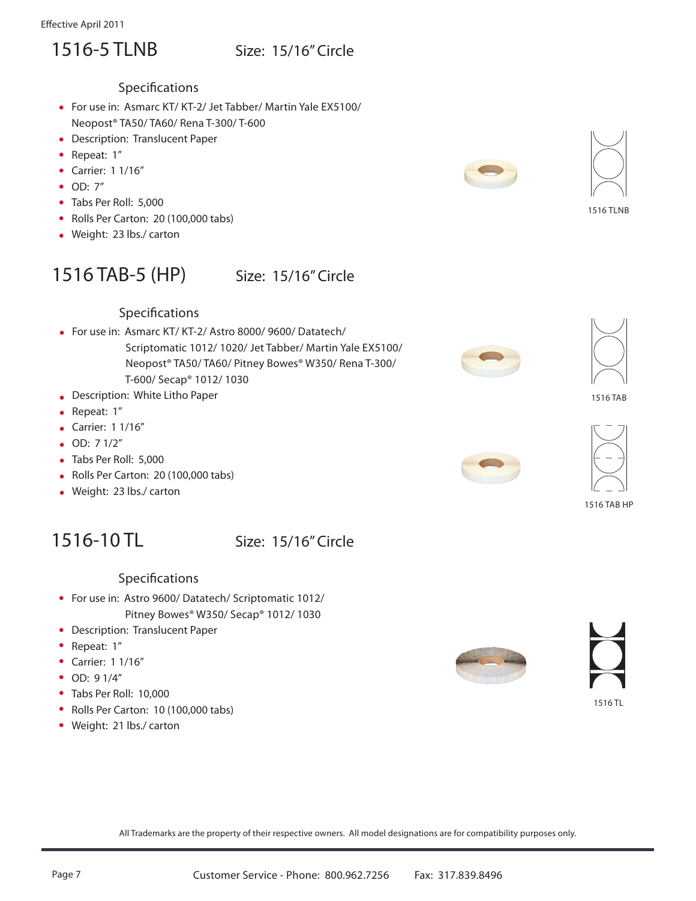Effective April 2011

# 1516-5 TLNB

Size: 15/16" Circle

### Specifications

- For use in: Asmarc KT/ KT-2/ Jet Tabber/ Martin Yale EX5100/ Neopost® TA50/ TA60/ Rena T-300/ T-600
- Description: Translucent Paper
- Repeat: 1"
- Carrier: 1 1/16"
- OD: 7"
- Tabs Per Roll: 5,000
- Rolls Per Carton: 20 (100,000 tabs)
- Weight: 23 lbs./ carton

1516 TLNB

# 1516 TAB-5 (HP)

Size: 15/16" Circle

### Specifications

- For use in: Asmarc KT/ KT-2/ Astro 8000/ 9600/ Datatech/ Scriptomatic 1012/ 1020/ Jet Tabber/ Martin Yale EX5100/ Neopost® TA50/ TA60/ Pitney Bowes® W350/ Rena T-300/ T-600/ Secap® 1012/ 1030
- Description: White Litho Paper
- Repeat: 1"
- Carrier: 1 1/16"
- OD: 7 1/2"
- Tabs Per Roll: 5,000
- Rolls Per Carton: 20 (100,000 tabs)
- Weight: 23 lbs./ carton

1516 TAB

1516 TAB HP

# 1516-10 TL

Size: 15/16" Circle

### Specifications

- For use in: Astro 9600/ Datatech/ Scriptomatic 1012/ Pitney Bowes® W350/ Secap® 1012/ 1030
- Description: Translucent Paper
- Repeat: 1"
- Carrier: 1 1/16"
- OD: 9 1/4"
- Tabs Per Roll: 10,000
- Rolls Per Carton: 10 (100,000 tabs)
- Weight: 21 lbs./ carton

1516 TL

All Trademarks are the property of their respective owners. All model designations are for compatibility purposes only.

Customer Service - Phone: 800.962.7256 Fax: 317.839.8496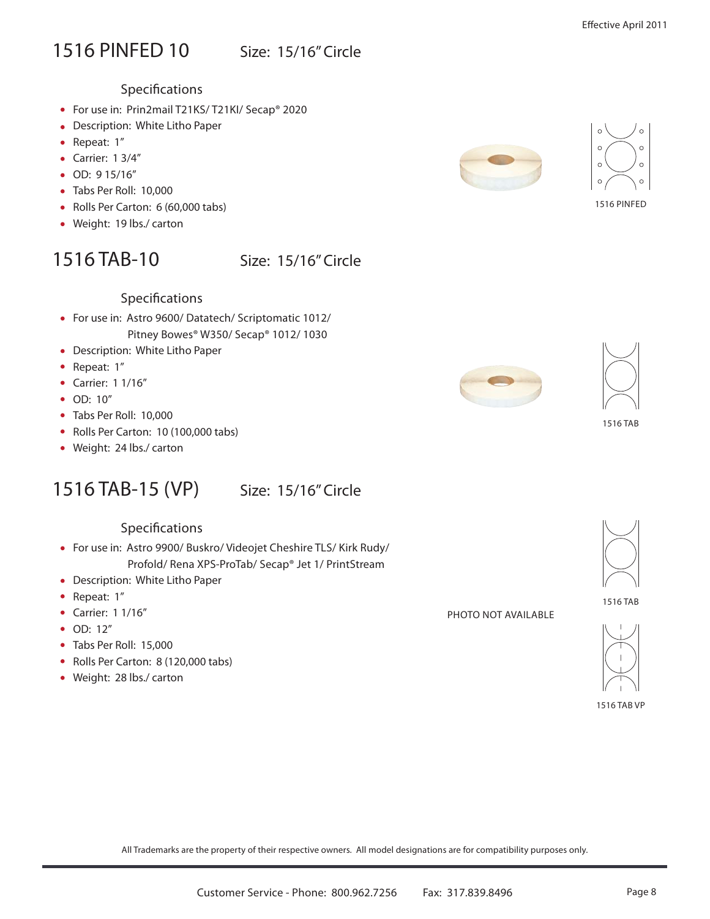## 1516 PINFED 10 Size: 15/16" Circle

### Specifications

- For use in: Prin2mail T21KS/ T21KI/ Secap® 2020
- Description: White Litho Paper
- Repeat: 1"
- Carrier: 1 3/4"
- OD: 9 15/16"
- Tabs Per Roll: 10,000
- Rolls Per Carton: 6 (60,000 tabs)
- Weight: 19 lbs./ carton

1516 PINFED

## 1516 TAB-10 Size: 15/16" Circle

### Specifications

- For use in: Astro 9600/ Datatech/ Scriptomatic 1012/ Pitney Bowes® W350/ Secap® 1012/ 1030
- Description: White Litho Paper
- Repeat: 1"
- Carrier: 1 1/16"
- OD: 10"
- Tabs Per Roll: 10,000
- Rolls Per Carton: 10 (100,000 tabs)
- Weight: 24 lbs./ carton

1516 TAB

## 1516 TAB-15 (VP) Size: 15/16" Circle

### Specifications

- For use in: Astro 9900/ Buskro/ Videojet Cheshire TLS/ Kirk Rudy/ Profold/ Rena XPS-ProTab/ Secap® Jet 1/ PrintStream
- Description: White Litho Paper
- Repeat: 1"
- Carrier: 1 1/16"
- OD: 12"
- Tabs Per Roll: 15,000
- Rolls Per Carton: 8 (120,000 tabs)
- Weight: 28 lbs./ carton

PHOTO NOT AVAILABLE

1516 TAB

1516 TAB VP

All Trademarks are the property of their respective owners. All model designations are for compatibility purposes only.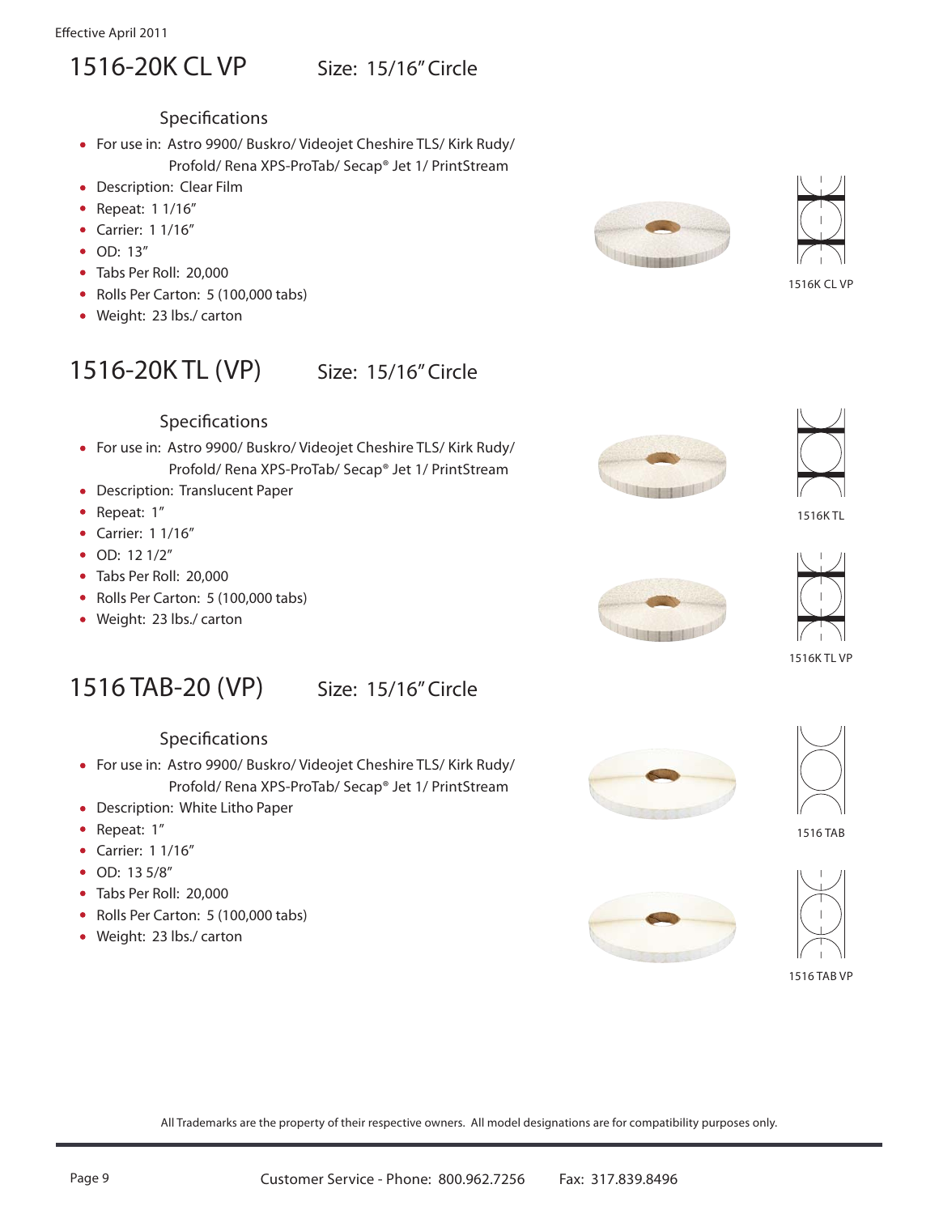Effective April 2011

## 1516-20K CL VP  Size: 15/16" Circle

### Specifications

- For use in: Astro 9900/ Buskro/ Videojet Cheshire TLS/ Kirk Rudy/ Profold/ Rena XPS-ProTab/ Secap® Jet 1/ PrintStream
- Description: Clear Film
- Repeat: 1 1/16"
- Carrier: 1 1/16"
- OD: 13"
- Tabs Per Roll: 20,000
- Rolls Per Carton: 5 (100,000 tabs)
- Weight: 23 lbs./ carton

1516K CL VP

## 1516-20K TL (VP)  Size: 15/16" Circle

### Specifications

- For use in: Astro 9900/ Buskro/ Videojet Cheshire TLS/ Kirk Rudy/ Profold/ Rena XPS-ProTab/ Secap® Jet 1/ PrintStream
- Description: Translucent Paper
- Repeat: 1"
- Carrier: 1 1/16"
- OD: 12 1/2"
- Tabs Per Roll: 20,000
- Rolls Per Carton: 5 (100,000 tabs)
- Weight: 23 lbs./ carton

1516K TL

1516K TL VP

## 1516 TAB-20 (VP)  Size: 15/16" Circle

### Specifications

- For use in: Astro 9900/ Buskro/ Videojet Cheshire TLS/ Kirk Rudy/ Profold/ Rena XPS-ProTab/ Secap® Jet 1/ PrintStream
- Description: White Litho Paper
- Repeat: 1"
- Carrier: 1 1/16"
- OD: 13 5/8"
- Tabs Per Roll: 20,000
- Rolls Per Carton: 5 (100,000 tabs)
- Weight: 23 lbs./ carton

1516 TAB

1516 TAB VP

All Trademarks are the property of their respective owners. All model designations are for compatibility purposes only.

Customer Service - Phone: 800.962.7256  Fax: 317.839.8496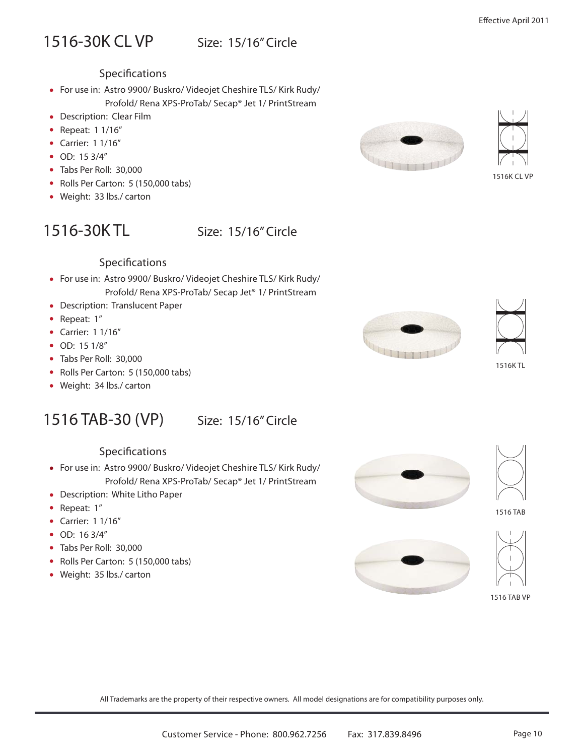Effective April 2011

## 1516-30K CL VP Size: 15/16" Circle

### Specifications

- For use in: Astro 9900/ Buskro/ Videojet Cheshire TLS/ Kirk Rudy/ Profold/ Rena XPS-ProTab/ Secap® Jet 1/ PrintStream
- Description: Clear Film
- Repeat: 1 1/16"
- Carrier: 1 1/16"
- OD: 15 3/4"
- Tabs Per Roll: 30,000
- Rolls Per Carton: 5 (150,000 tabs)
- Weight: 33 lbs./ carton

1516K CL VP

## 1516-30K TL Size: 15/16" Circle

### Specifications

- For use in: Astro 9900/ Buskro/ Videojet Cheshire TLS/ Kirk Rudy/ Profold/ Rena XPS-ProTab/ Secap Jet® 1/ PrintStream
- Description: Translucent Paper
- Repeat: 1"
- Carrier: 1 1/16"
- OD: 15 1/8"
- Tabs Per Roll: 30,000
- Rolls Per Carton: 5 (150,000 tabs)
- Weight: 34 lbs./ carton

1516K TL

## 1516 TAB-30 (VP) Size: 15/16" Circle

### Specifications

- For use in: Astro 9900/ Buskro/ Videojet Cheshire TLS/ Kirk Rudy/ Profold/ Rena XPS-ProTab/ Secap® Jet 1/ PrintStream
- Description: White Litho Paper
- Repeat: 1"
- Carrier: 1 1/16"
- OD: 16 3/4"
- Tabs Per Roll: 30,000
- Rolls Per Carton: 5 (150,000 tabs)
- Weight: 35 lbs./ carton

1516 TAB

1516 TAB VP

All Trademarks are the property of their respective owners. All model designations are for compatibility purposes only.

Customer Service - Phone: 800.962.7256 Fax: 317.839.8496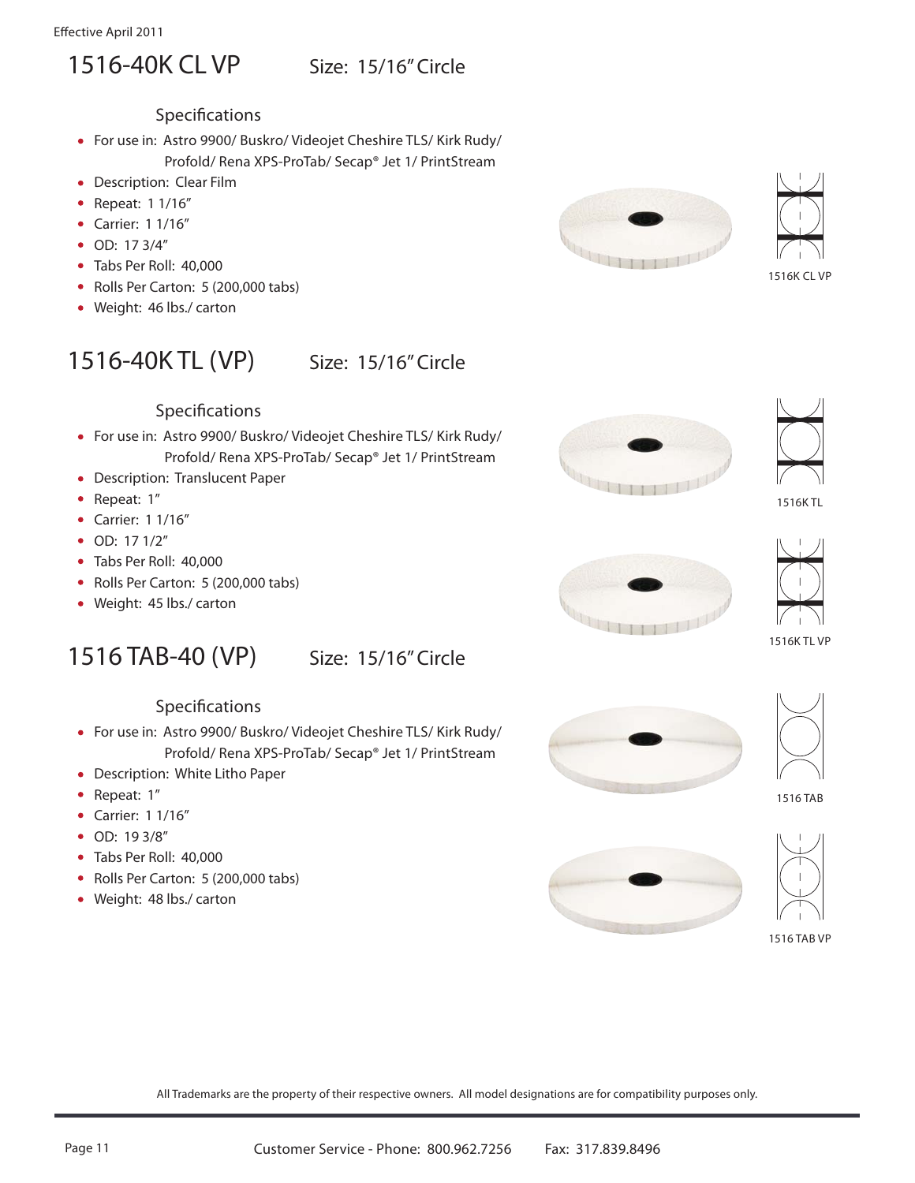Effective April 2011

# 1516-40K CL VP

Size: 15/16" Circle

### Specifications

- For use in: Astro 9900/ Buskro/ Videojet Cheshire TLS/ Kirk Rudy/ Profold/ Rena XPS-ProTab/ Secap® Jet 1/ PrintStream
- Description: Clear Film
- Repeat: 1 1/16"
- Carrier: 1 1/16"
- OD: 17 3/4"
- Tabs Per Roll: 40,000
- Rolls Per Carton: 5 (200,000 tabs)
- Weight: 46 lbs./ carton

1516K CL VP

# 1516-40K TL (VP)

Size: 15/16" Circle

### Specifications

- For use in: Astro 9900/ Buskro/ Videojet Cheshire TLS/ Kirk Rudy/ Profold/ Rena XPS-ProTab/ Secap® Jet 1/ PrintStream
- Description: Translucent Paper
- Repeat: 1"
- Carrier: 1 1/16"
- OD: 17 1/2"
- Tabs Per Roll: 40,000
- Rolls Per Carton: 5 (200,000 tabs)
- Weight: 45 lbs./ carton

1516K TL

1516K TL VP

# 1516 TAB-40 (VP)

Size: 15/16" Circle

### Specifications

- For use in: Astro 9900/ Buskro/ Videojet Cheshire TLS/ Kirk Rudy/ Profold/ Rena XPS-ProTab/ Secap® Jet 1/ PrintStream
- Description: White Litho Paper
- Repeat: 1"
- Carrier: 1 1/16"
- OD: 19 3/8"
- Tabs Per Roll: 40,000
- Rolls Per Carton: 5 (200,000 tabs)
- Weight: 48 lbs./ carton

1516 TAB

1516 TAB VP

All Trademarks are the property of their respective owners. All model designations are for compatibility purposes only.

Customer Service - Phone: 800.962.7256 Fax: 317.839.8496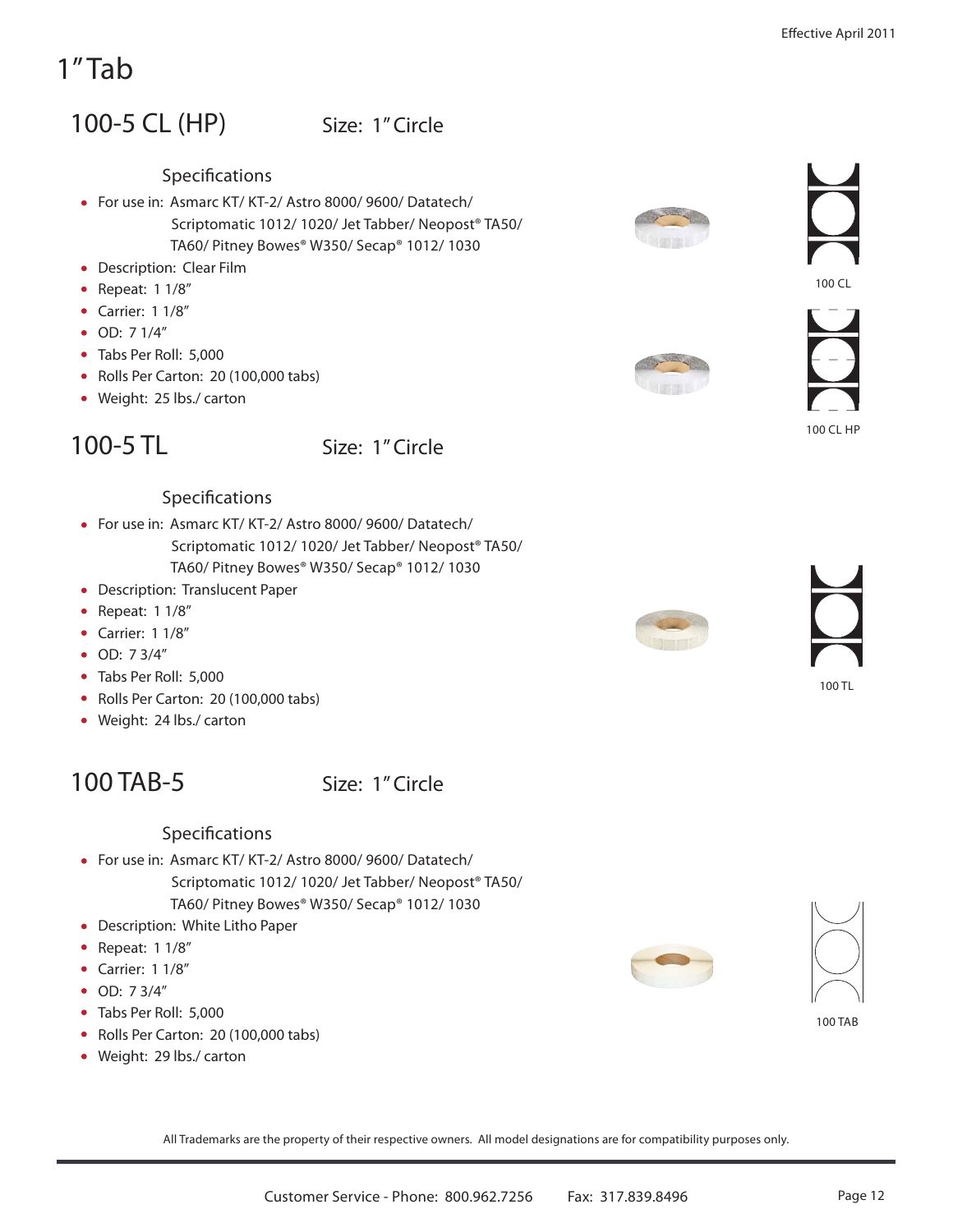# 1" Tab

## 100-5 CL (HP) Size: 1" Circle

### Specifications

- For use in: Asmarc KT/ KT-2/ Astro 8000/ 9600/ Datatech/ Scriptomatic 1012/ 1020/ Jet Tabber/ Neopost® TA50/ TA60/ Pitney Bowes® W350/ Secap® 1012/ 1030
- Description: Clear Film
- Repeat: 1 1/8"
- Carrier: 1 1/8"
- OD: 7 1/4"
- Tabs Per Roll: 5,000
- Rolls Per Carton: 20 (100,000 tabs)
- Weight: 25 lbs./ carton

100 CL

100 CL HP

## 100-5 TL Size: 1" Circle

### Specifications

- For use in: Asmarc KT/ KT-2/ Astro 8000/ 9600/ Datatech/ Scriptomatic 1012/ 1020/ Jet Tabber/ Neopost® TA50/ TA60/ Pitney Bowes® W350/ Secap® 1012/ 1030
- Description: Translucent Paper
- Repeat: 1 1/8"
- Carrier: 1 1/8"
- OD: 7 3/4"
- Tabs Per Roll: 5,000
- Rolls Per Carton: 20 (100,000 tabs)
- Weight: 24 lbs./ carton

100 TL

## 100 TAB-5 Size: 1" Circle

### Specifications

- For use in: Asmarc KT/ KT-2/ Astro 8000/ 9600/ Datatech/ Scriptomatic 1012/ 1020/ Jet Tabber/ Neopost® TA50/ TA60/ Pitney Bowes® W350/ Secap® 1012/ 1030
- Description: White Litho Paper
- Repeat: 1 1/8"
- Carrier: 1 1/8"
- OD: 7 3/4"
- Tabs Per Roll: 5,000
- Rolls Per Carton: 20 (100,000 tabs)
- Weight: 29 lbs./ carton

100 TAB

All Trademarks are the property of their respective owners. All model designations are for compatibility purposes only.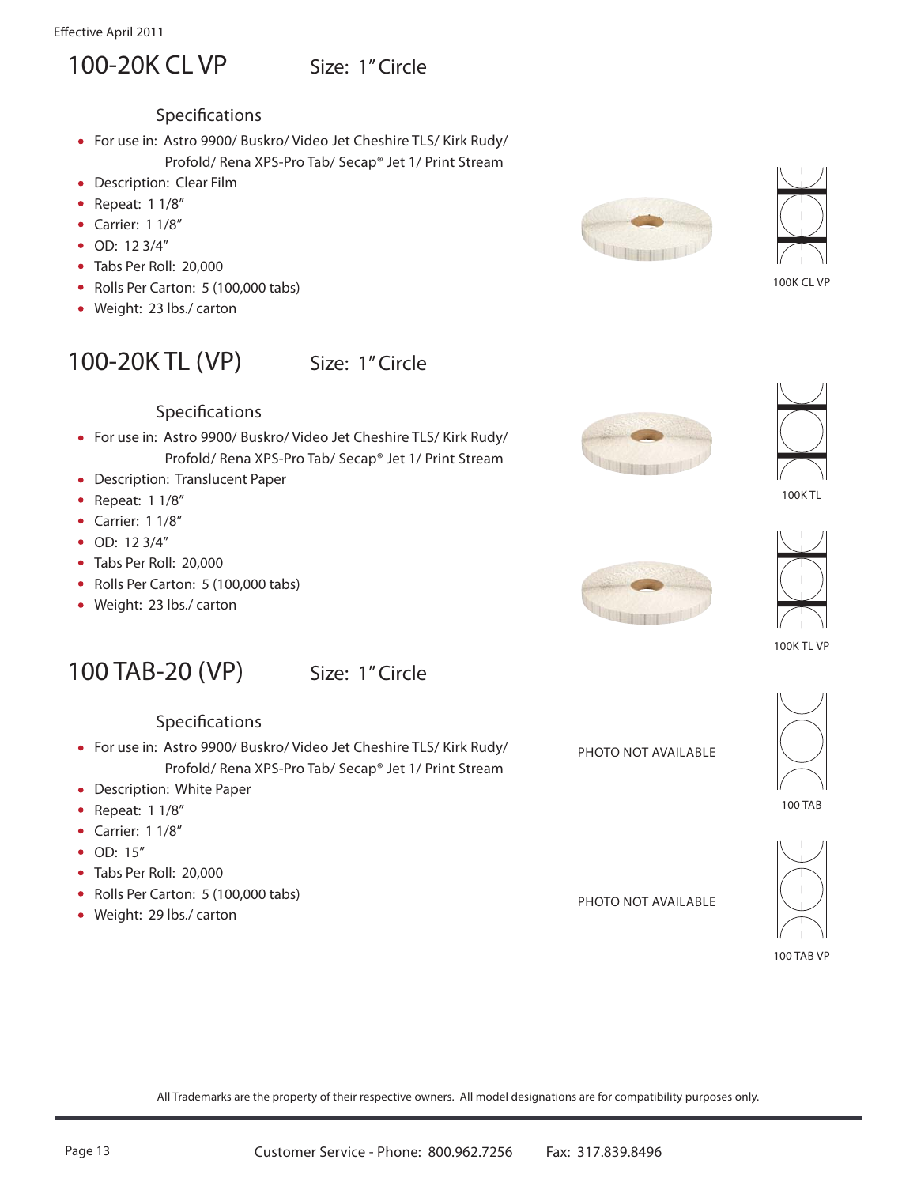Effective April 2011

# 100-20K CL VP

Size: 1" Circle

### Specifications

- For use in: Astro 9900/ Buskro/ Video Jet Cheshire TLS/ Kirk Rudy/ Profold/ Rena XPS-Pro Tab/ Secap® Jet 1/ Print Stream
- Description: Clear Film
- Repeat: 1 1/8"
- Carrier: 1 1/8"
- OD: 12 3/4"
- Tabs Per Roll: 20,000
- Rolls Per Carton: 5 (100,000 tabs)
- Weight: 23 lbs./ carton

100K CL VP

# 100-20K TL (VP)

Size: 1" Circle

### Specifications

- For use in: Astro 9900/ Buskro/ Video Jet Cheshire TLS/ Kirk Rudy/ Profold/ Rena XPS-Pro Tab/ Secap® Jet 1/ Print Stream
- Description: Translucent Paper
- Repeat: 1 1/8"
- Carrier: 1 1/8"
- OD: 12 3/4"
- Tabs Per Roll: 20,000
- Rolls Per Carton: 5 (100,000 tabs)
- Weight: 23 lbs./ carton

100K TL

100K TL VP

# 100 TAB-20 (VP)

Size: 1" Circle

### Specifications

- For use in: Astro 9900/ Buskro/ Video Jet Cheshire TLS/ Kirk Rudy/ Profold/ Rena XPS-Pro Tab/ Secap® Jet 1/ Print Stream
- Description: White Paper
- Repeat: 1 1/8"
- Carrier: 1 1/8"
- OD: 15"
- Tabs Per Roll: 20,000
- Rolls Per Carton: 5 (100,000 tabs)
- Weight: 29 lbs./ carton

PHOTO NOT AVAILABLE

100 TAB

PHOTO NOT AVAILABLE

100 TAB VP

All Trademarks are the property of their respective owners. All model designations are for compatibility purposes only.

Customer Service - Phone: 800.962.7256 Fax: 317.839.8496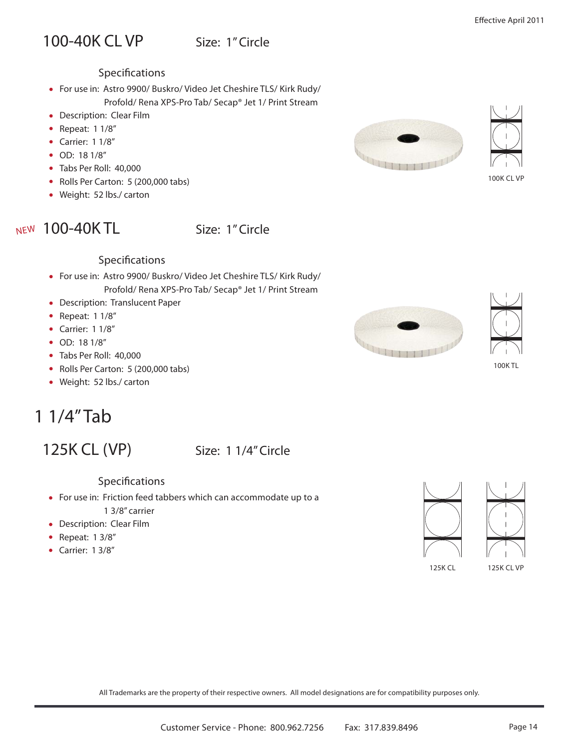Effective April 2011

## 100-40K CL VP

Size: 1" Circle

### Specifications

- For use in: Astro 9900/ Buskro/ Video Jet Cheshire TLS/ Kirk Rudy/ Profold/ Rena XPS-Pro Tab/ Secap® Jet 1/ Print Stream
- Description: Clear Film
- Repeat: 1 1/8"
- Carrier: 1 1/8"
- OD: 18 1/8"
- Tabs Per Roll: 40,000
- Rolls Per Carton: 5 (200,000 tabs)
- Weight: 52 lbs./ carton

100K CL VP

## NEW 100-40K TL

Size: 1" Circle

### Specifications

- For use in: Astro 9900/ Buskro/ Video Jet Cheshire TLS/ Kirk Rudy/ Profold/ Rena XPS-Pro Tab/ Secap® Jet 1/ Print Stream
- Description: Translucent Paper
- Repeat: 1 1/8"
- Carrier: 1 1/8"
- OD: 18 1/8"
- Tabs Per Roll: 40,000
- Rolls Per Carton: 5 (200,000 tabs)
- Weight: 52 lbs./ carton

100K TL

# 1 1/4" Tab

## 125K CL (VP)

Size: 1 1/4" Circle

### Specifications

- For use in: Friction feed tabbers which can accommodate up to a 1 3/8" carrier
- Description: Clear Film
- Repeat: 1 3/8"
- Carrier: 1 3/8"

125K CL

125K CL VP

All Trademarks are the property of their respective owners. All model designations are for compatibility purposes only.

Customer Service - Phone: 800.962.7256 Fax: 317.839.8496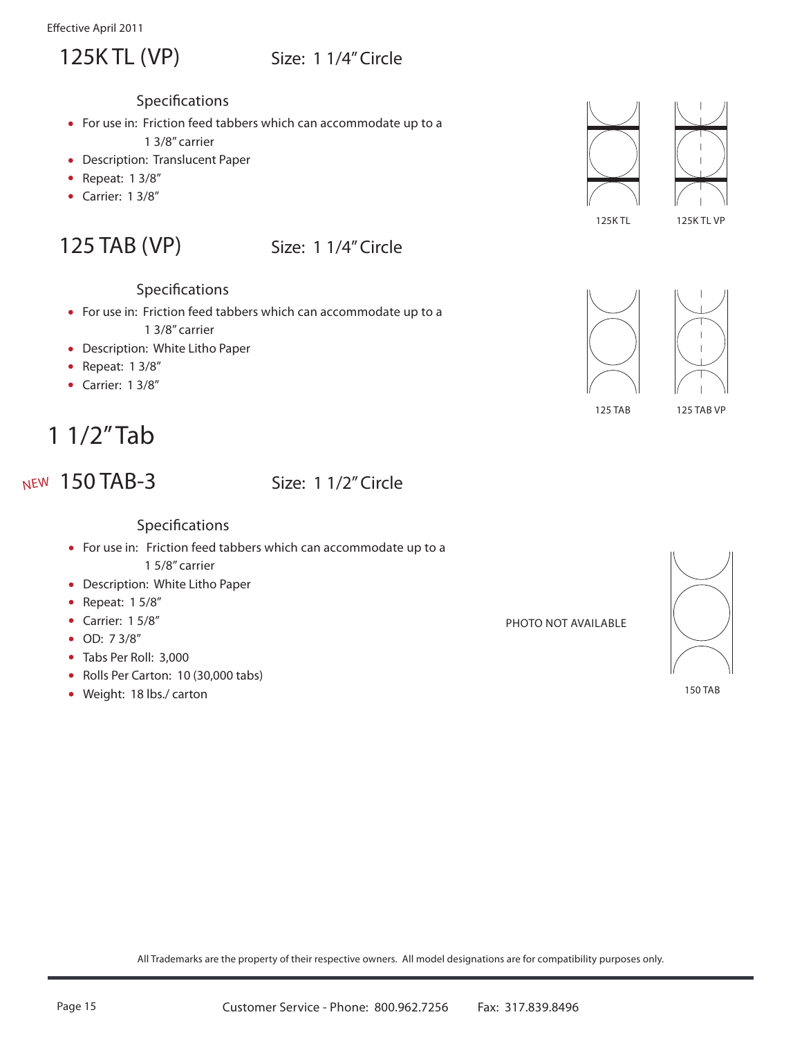Effective April 2011

## 125K TL (VP)

Size: 1 1/4" Circle

### Specifications

- For use in: Friction feed tabbers which can accommodate up to a 1 3/8" carrier
- Description: Translucent Paper
- Repeat: 1 3/8"
- Carrier: 1 3/8"

125K TL

125K TL VP

## 125 TAB (VP)

Size: 1 1/4" Circle

### Specifications

- For use in: Friction feed tabbers which can accommodate up to a 1 3/8" carrier
- Description: White Litho Paper
- Repeat: 1 3/8"
- Carrier: 1 3/8"

125 TAB

125 TAB VP

# 1 1/2" Tab

## NEW 150 TAB-3

Size: 1 1/2" Circle

### Specifications

- For use in: Friction feed tabbers which can accommodate up to a 1 5/8" carrier
- Description: White Litho Paper
- Repeat: 1 5/8"
- Carrier: 1 5/8"
- OD: 7 3/8"
- Tabs Per Roll: 3,000
- Rolls Per Carton: 10 (30,000 tabs)
- Weight: 18 lbs./ carton

PHOTO NOT AVAILABLE

150 TAB

All Trademarks are the property of their respective owners. All model designations are for compatibility purposes only.

Customer Service - Phone: 800.962.7256 Fax: 317.839.8496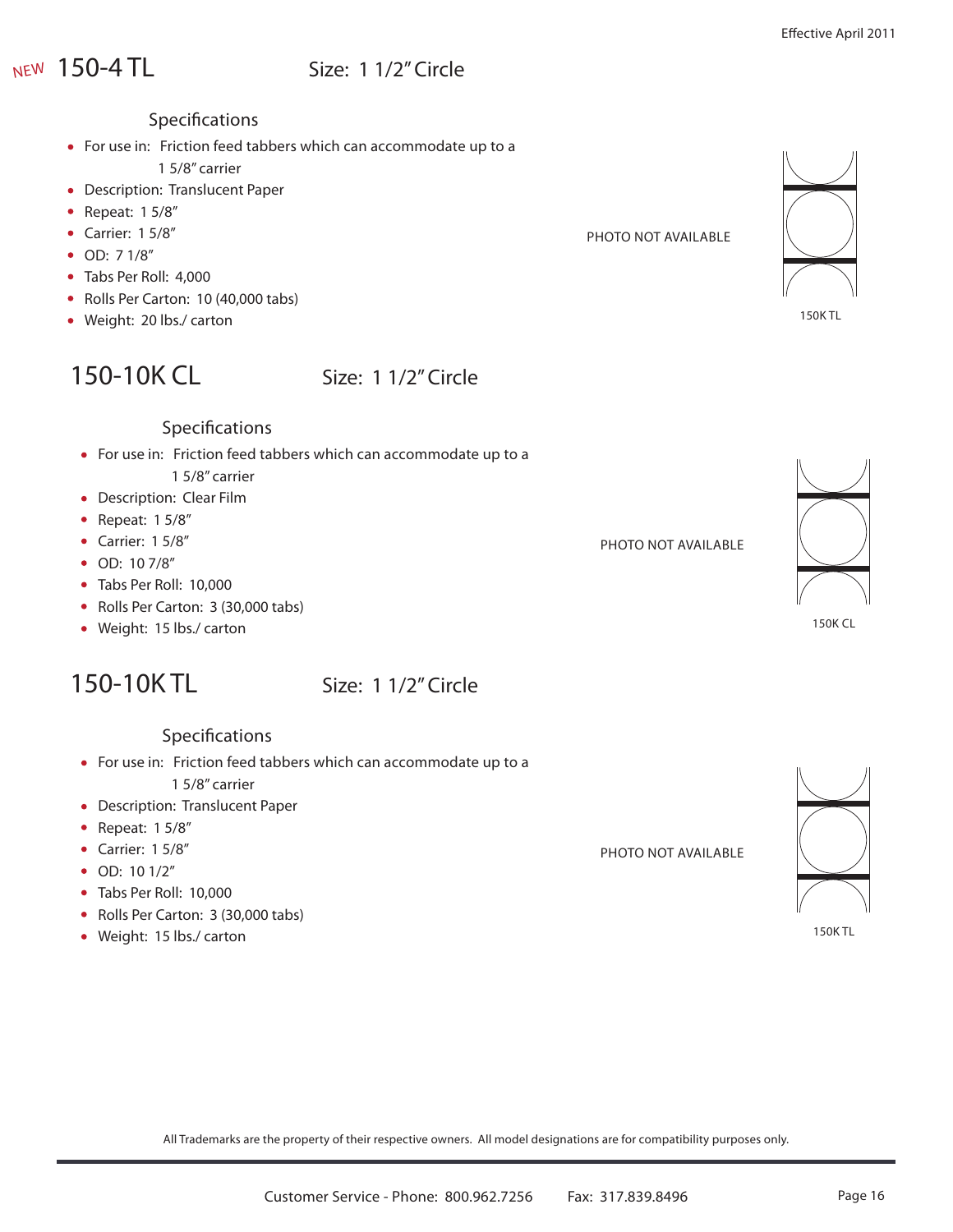## NEW 150-4 TL

Size: 1 1/2" Circle

### Specifications

- For use in: Friction feed tabbers which can accommodate up to a 1 5/8" carrier
- Description: Translucent Paper
- Repeat: 1 5/8"
- Carrier: 1 5/8"
- OD: 7 1/8"
- Tabs Per Roll: 4,000
- Rolls Per Carton: 10 (40,000 tabs)
- Weight: 20 lbs./ carton

PHOTO NOT AVAILABLE

150K TL

## 150-10K CL

Size: 1 1/2" Circle

### Specifications

- For use in: Friction feed tabbers which can accommodate up to a 1 5/8" carrier
- Description: Clear Film
- Repeat: 1 5/8"
- Carrier: 1 5/8"
- OD: 10 7/8"
- Tabs Per Roll: 10,000
- Rolls Per Carton: 3 (30,000 tabs)
- Weight: 15 lbs./ carton

PHOTO NOT AVAILABLE

150K CL

## 150-10K TL

Size: 1 1/2" Circle

### Specifications

- For use in: Friction feed tabbers which can accommodate up to a 1 5/8" carrier
- Description: Translucent Paper
- Repeat: 1 5/8"
- Carrier: 1 5/8"
- OD: 10 1/2"
- Tabs Per Roll: 10,000
- Rolls Per Carton: 3 (30,000 tabs)
- Weight: 15 lbs./ carton

PHOTO NOT AVAILABLE

150K TL

All Trademarks are the property of their respective owners. All model designations are for compatibility purposes only.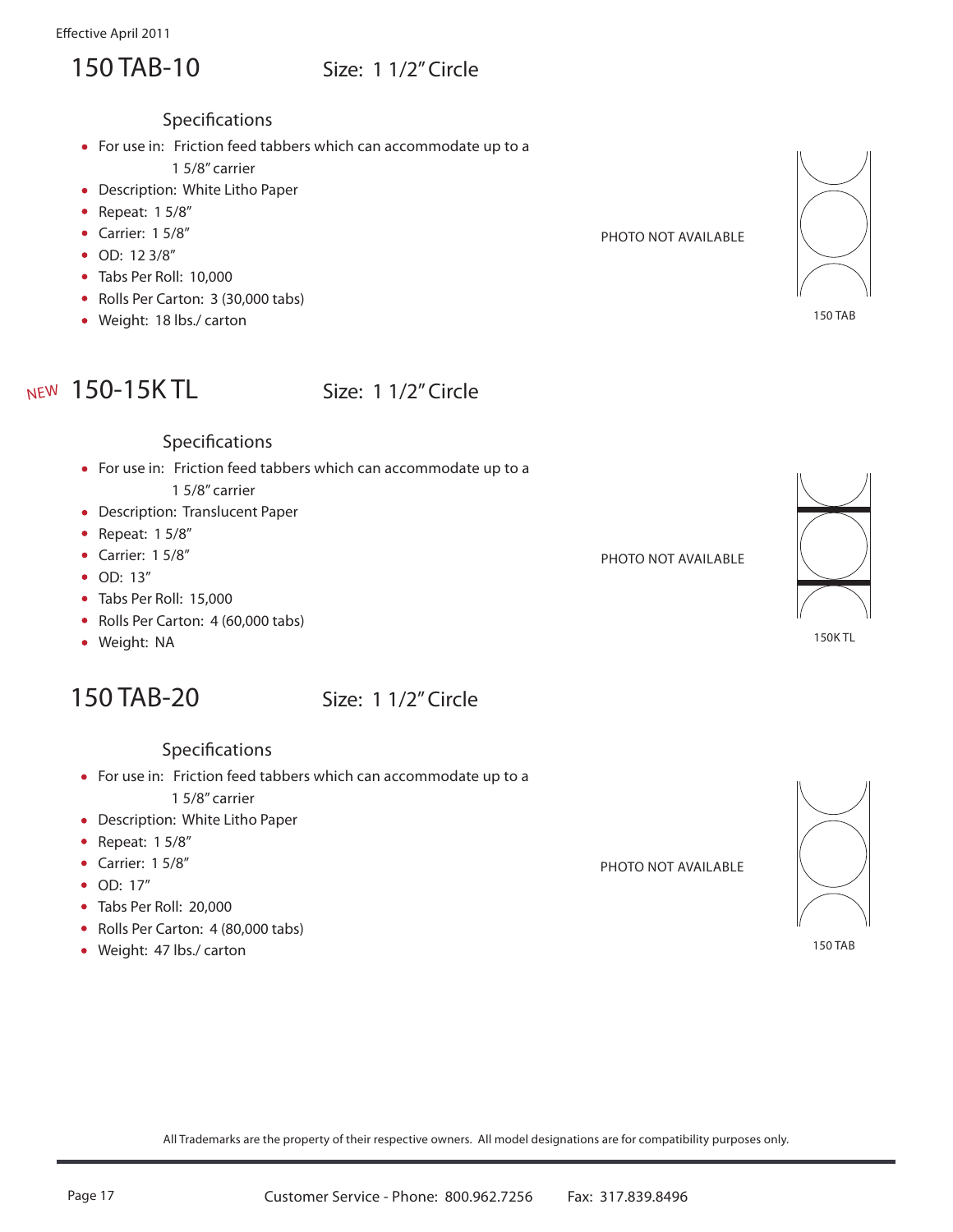Effective April 2011

## 150 TAB-10

Size: 1 1/2" Circle

### Specifications

- For use in: Friction feed tabbers which can accommodate up to a 1 5/8" carrier
- Description: White Litho Paper
- Repeat: 1 5/8"
- Carrier: 1 5/8"
- OD: 12 3/8"
- Tabs Per Roll: 10,000
- Rolls Per Carton: 3 (30,000 tabs)
- Weight: 18 lbs./ carton

PHOTO NOT AVAILABLE

150 TAB

## NEW 150-15K TL

Size: 1 1/2" Circle

### Specifications

- For use in: Friction feed tabbers which can accommodate up to a 1 5/8" carrier
- Description: Translucent Paper
- Repeat: 1 5/8"
- Carrier: 1 5/8"
- OD: 13"
- Tabs Per Roll: 15,000
- Rolls Per Carton: 4 (60,000 tabs)
- Weight: NA

PHOTO NOT AVAILABLE

150K TL

## 150 TAB-20

Size: 1 1/2" Circle

### Specifications

- For use in: Friction feed tabbers which can accommodate up to a 1 5/8" carrier
- Description: White Litho Paper
- Repeat: 1 5/8"
- Carrier: 1 5/8"
- OD: 17"
- Tabs Per Roll: 20,000
- Rolls Per Carton: 4 (80,000 tabs)
- Weight: 47 lbs./ carton

PHOTO NOT AVAILABLE

150 TAB

All Trademarks are the property of their respective owners. All model designations are for compatibility purposes only.

Customer Service - Phone: 800.962.7256 Fax: 317.839.8496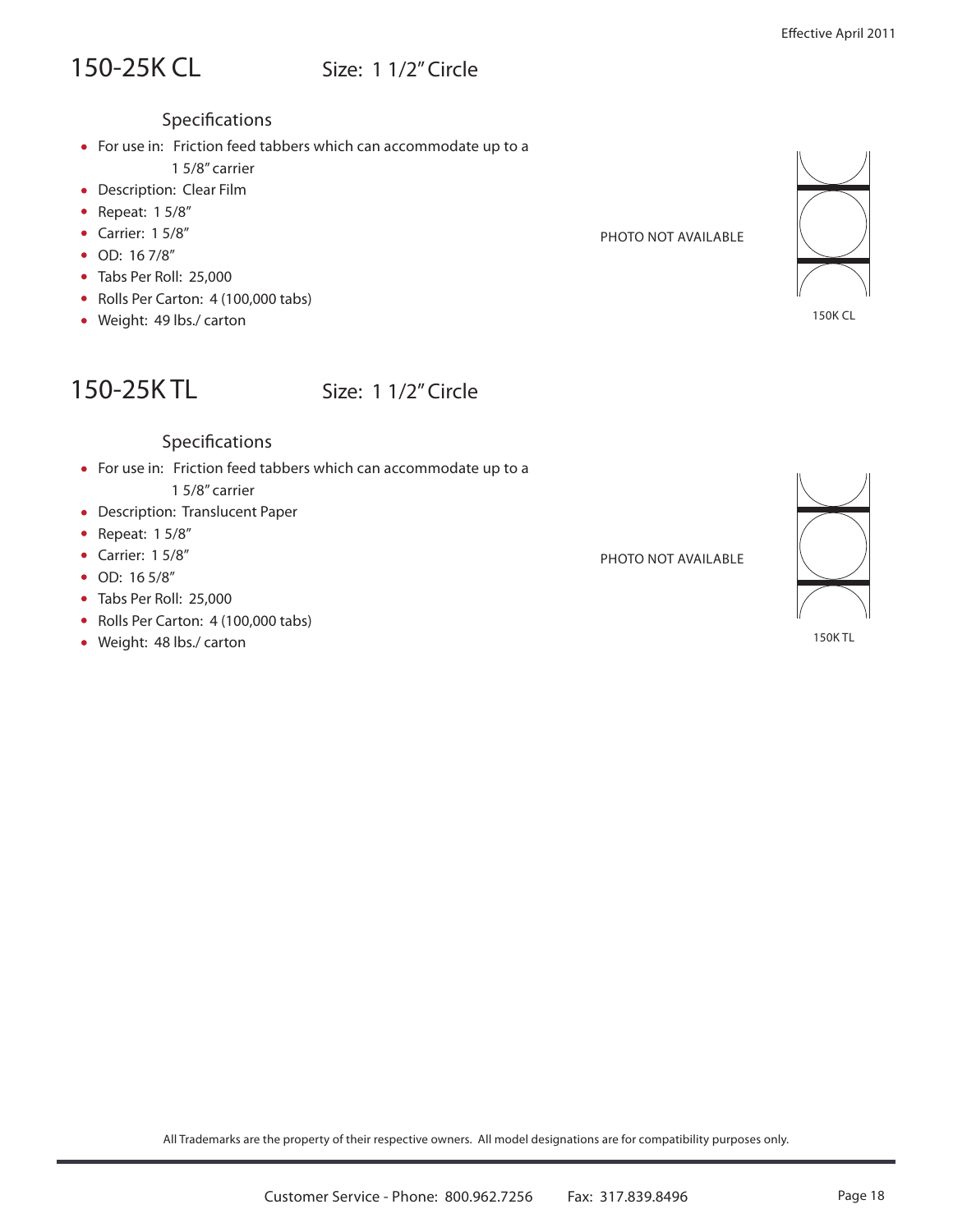## 150-25K CL Size: 1 1/2" Circle

### Specifications

- For use in: Friction feed tabbers which can accommodate up to a 1 5/8" carrier
- Description: Clear Film
- Repeat: 1 5/8"
- Carrier: 1 5/8"
- OD: 16 7/8"
- Tabs Per Roll: 25,000
- Rolls Per Carton: 4 (100,000 tabs)
- Weight: 49 lbs./ carton

PHOTO NOT AVAILABLE

150K CL

## 150-25K TL Size: 1 1/2" Circle

### Specifications

- For use in: Friction feed tabbers which can accommodate up to a 1 5/8" carrier
- Description: Translucent Paper
- Repeat: 1 5/8"
- Carrier: 1 5/8"
- OD: 16 5/8"
- Tabs Per Roll: 25,000
- Rolls Per Carton: 4 (100,000 tabs)
- Weight: 48 lbs./ carton

PHOTO NOT AVAILABLE

150K TL

All Trademarks are the property of their respective owners. All model designations are for compatibility purposes only.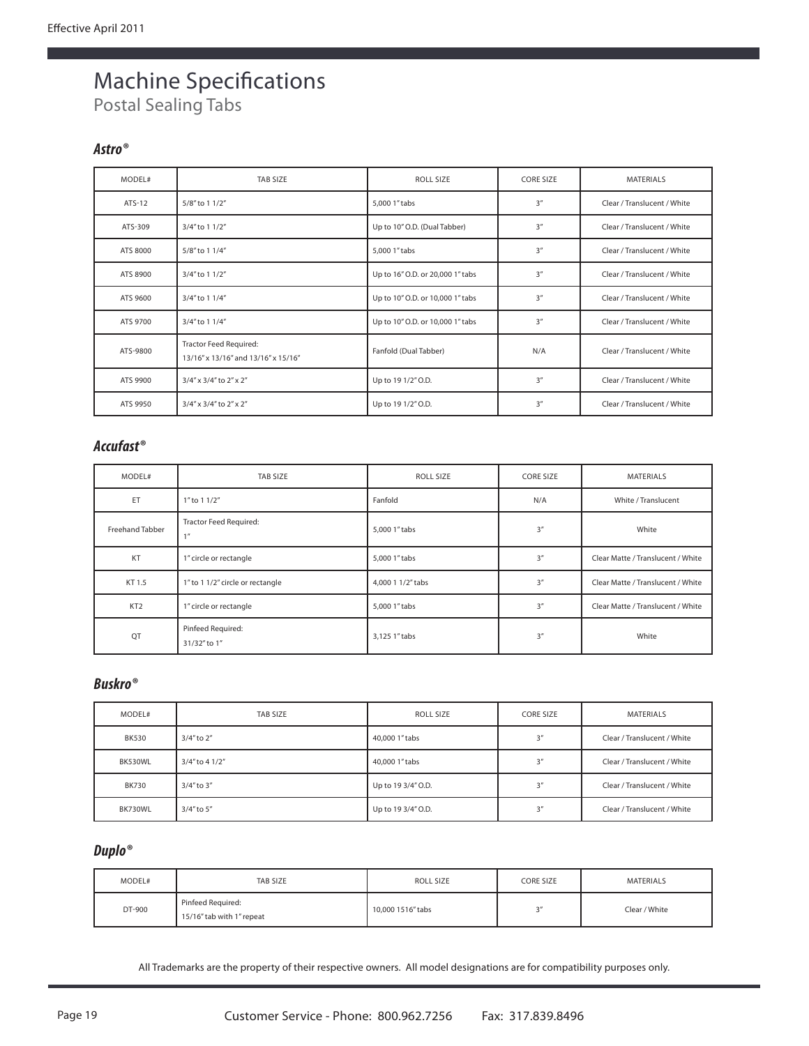# Machine Specifications

## Postal Sealing Tabs

### *Astro®*

| MODEL# | TAB SIZE | ROLL SIZE | CORE SIZE | MATERIALS |
|---|---|---|---|---|
| ATS-12 | 5/8" to 1 1/2" | 5,000 1" tabs | 3" | Clear / Translucent / White |
| ATS-309 | 3/4" to 1 1/2" | Up to 10" O.D. (Dual Tabber) | 3" | Clear / Translucent / White |
| ATS 8000 | 5/8" to 1 1/4" | 5,000 1" tabs | 3" | Clear / Translucent / White |
| ATS 8900 | 3/4" to 1 1/2" | Up to 16" O.D. or 20,000 1" tabs | 3" | Clear / Translucent / White |
| ATS 9600 | 3/4" to 1 1/4" | Up to 10" O.D. or 10,000 1" tabs | 3" | Clear / Translucent / White |
| ATS 9700 | 3/4" to 1 1/4" | Up to 10" O.D. or 10,000 1" tabs | 3" | Clear / Translucent / White |
| ATS-9800 | Tractor Feed Required: 13/16" x 13/16" and 13/16" x 15/16" | Fanfold (Dual Tabber) | N/A | Clear / Translucent / White |
| ATS 9900 | 3/4" x 3/4" to 2" x 2" | Up to 19 1/2" O.D. | 3" | Clear / Translucent / White |
| ATS 9950 | 3/4" x 3/4" to 2" x 2" | Up to 19 1/2" O.D. | 3" | Clear / Translucent / White |

### *Accufast®*

| MODEL# | TAB SIZE | ROLL SIZE | CORE SIZE | MATERIALS |
|---|---|---|---|---|
| ET | 1" to 1 1/2" | Fanfold | N/A | White / Translucent |
| Freehand Tabber | Tractor Feed Required: 1" | 5,000 1" tabs | 3" | White |
| KT | 1" circle or rectangle | 5,000 1" tabs | 3" | Clear Matte / Translucent / White |
| KT 1.5 | 1" to 1 1/2" circle or rectangle | 4,000 1 1/2" tabs | 3" | Clear Matte / Translucent / White |
| KT2 | 1" circle or rectangle | 5,000 1" tabs | 3" | Clear Matte / Translucent / White |
| QT | Pinfeed Required: 31/32" to 1" | 3,125 1" tabs | 3" | White |

### *Buskro®*

| MODEL# | TAB SIZE | ROLL SIZE | CORE SIZE | MATERIALS |
|---|---|---|---|---|
| BK530 | 3/4" to 2" | 40,000 1" tabs | 3" | Clear / Translucent / White |
| BK530WL | 3/4" to 4 1/2" | 40,000 1" tabs | 3" | Clear / Translucent / White |
| BK730 | 3/4" to 3" | Up to 19 3/4" O.D. | 3" | Clear / Translucent / White |
| BK730WL | 3/4" to 5" | Up to 19 3/4" O.D. | 3" | Clear / Translucent / White |

### *Duplo®*

| MODEL# | TAB SIZE | ROLL SIZE | CORE SIZE | MATERIALS |
|---|---|---|---|---|
| DT-900 | Pinfeed Required: 15/16" tab with 1" repeat | 10,000 1516" tabs | 3" | Clear / White |

All Trademarks are the property of their respective owners. All model designations are for compatibility purposes only.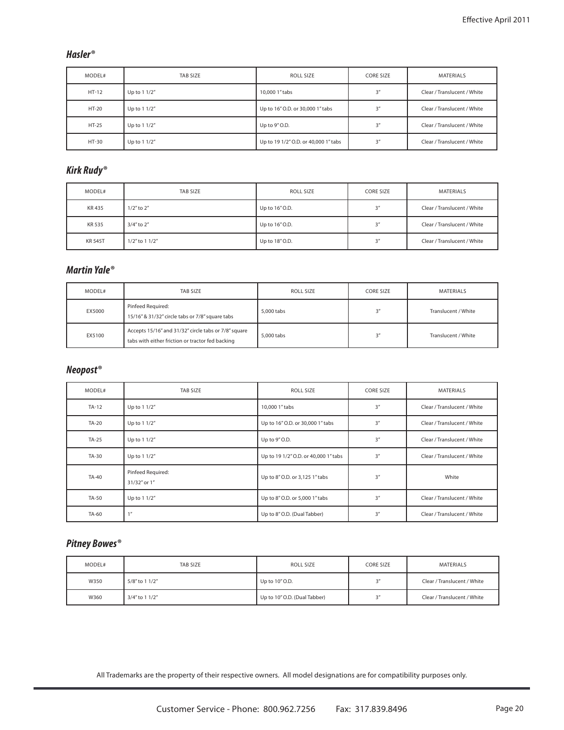## *Hasler®*

| MODEL# | TAB SIZE | ROLL SIZE | CORE SIZE | MATERIALS |
|---|---|---|---|---|
| HT-12 | Up to 1 1/2" | 10,000 1" tabs | 3" | Clear / Translucent / White |
| HT-20 | Up to 1 1/2" | Up to 16" O.D. or 30,000 1" tabs | 3" | Clear / Translucent / White |
| HT-25 | Up to 1 1/2" | Up to 9" O.D. | 3" | Clear / Translucent / White |
| HT-30 | Up to 1 1/2" | Up to 19 1/2" O.D. or 40,000 1" tabs | 3" | Clear / Translucent / White |

## *Kirk Rudy®*

| MODEL# | TAB SIZE | ROLL SIZE | CORE SIZE | MATERIALS |
|---|---|---|---|---|
| KR 435 | 1/2" to 2" | Up to 16" O.D. | 3" | Clear / Translucent / White |
| KR 535 | 3/4" to 2" | Up to 16" O.D. | 3" | Clear / Translucent / White |
| KR 545T | 1/2" to 1 1/2" | Up to 18" O.D. | 3" | Clear / Translucent / White |

## *Martin Yale®*

| MODEL# | TAB SIZE | ROLL SIZE | CORE SIZE | MATERIALS |
|---|---|---|---|---|
| EX5000 | Pinfeed Required: 15/16" & 31/32" circle tabs or 7/8" square tabs | 5,000 tabs | 3" | Translucent / White |
| EX5100 | Accepts 15/16" and 31/32" circle tabs or 7/8" square tabs with either friction or tractor fed backing | 5,000 tabs | 3" | Translucent / White |

## *Neopost®*

| MODEL# | TAB SIZE | ROLL SIZE | CORE SIZE | MATERIALS |
|---|---|---|---|---|
| TA-12 | Up to 1 1/2" | 10,000 1" tabs | 3" | Clear / Translucent / White |
| TA-20 | Up to 1 1/2" | Up to 16" O.D. or 30,000 1" tabs | 3" | Clear / Translucent / White |
| TA-25 | Up to 1 1/2" | Up to 9" O.D. | 3" | Clear / Translucent / White |
| TA-30 | Up to 1 1/2" | Up to 19 1/2" O.D. or 40,000 1" tabs | 3" | Clear / Translucent / White |
| TA-40 | Pinfeed Required: 31/32" or 1" | Up to 8" O.D. or 3,125 1" tabs | 3" | White |
| TA-50 | Up to 1 1/2" | Up to 8" O.D. or 5,000 1" tabs | 3" | Clear / Translucent / White |
| TA-60 | 1" | Up to 8" O.D. (Dual Tabber) | 3" | Clear / Translucent / White |

## *Pitney Bowes®*

| MODEL# | TAB SIZE | ROLL SIZE | CORE SIZE | MATERIALS |
|---|---|---|---|---|
| W350 | 5/8" to 1 1/2" | Up to 10" O.D. | 3" | Clear / Translucent / White |
| W360 | 3/4" to 1 1/2" | Up to 10" O.D. (Dual Tabber) | 3" | Clear / Translucent / White |

All Trademarks are the property of their respective owners. All model designations are for compatibility purposes only.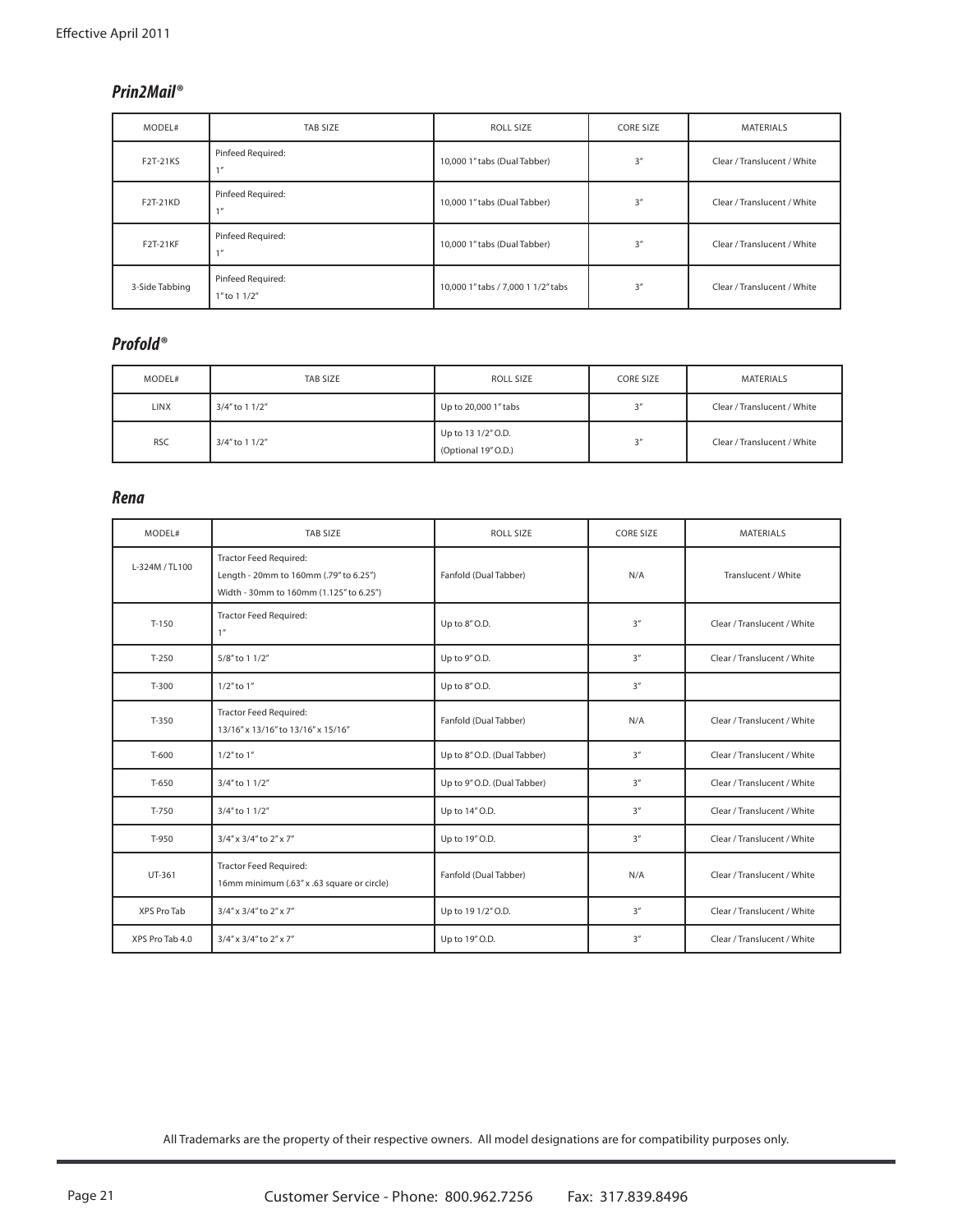Effective April 2011

## *Prin2Mail®*

| MODEL# | TAB SIZE | ROLL SIZE | CORE SIZE | MATERIALS |
|---|---|---|---|---|
| F2T-21KS | Pinfeed Required:<br>1" | 10,000 1" tabs (Dual Tabber) | 3" | Clear / Translucent / White |
| F2T-21KD | Pinfeed Required:<br>1" | 10,000 1" tabs (Dual Tabber) | 3" | Clear / Translucent / White |
| F2T-21KF | Pinfeed Required:<br>1" | 10,000 1" tabs (Dual Tabber) | 3" | Clear / Translucent / White |
| 3-Side Tabbing | Pinfeed Required:<br>1" to 1 1/2" | 10,000 1" tabs / 7,000 1 1/2" tabs | 3" | Clear / Translucent / White |

## *Profold®*

| MODEL# | TAB SIZE | ROLL SIZE | CORE SIZE | MATERIALS |
|---|---|---|---|---|
| LINX | 3/4" to 1 1/2" | Up to 20,000 1" tabs | 3" | Clear / Translucent / White |
| RSC | 3/4" to 1 1/2" | Up to 13 1/2" O.D.<br>(Optional 19" O.D.) | 3" | Clear / Translucent / White |

## *Rena*

| MODEL# | TAB SIZE | ROLL SIZE | CORE SIZE | MATERIALS |
|---|---|---|---|---|
| L-324M / TL100 | Tractor Feed Required:<br>Length - 20mm to 160mm (.79" to 6.25")<br>Width - 30mm to 160mm (1.125" to 6.25") | Fanfold (Dual Tabber) | N/A | Translucent / White |
| T-150 | Tractor Feed Required:<br>1" | Up to 8" O.D. | 3" | Clear / Translucent / White |
| T-250 | 5/8" to 1 1/2" | Up to 9" O.D. | 3" | Clear / Translucent / White |
| T-300 | 1/2" to 1" | Up to 8" O.D. | 3" | |
| T-350 | Tractor Feed Required:<br>13/16" x 13/16" to 13/16" x 15/16" | Fanfold (Dual Tabber) | N/A | Clear / Translucent / White |
| T-600 | 1/2" to 1" | Up to 8" O.D. (Dual Tabber) | 3" | Clear / Translucent / White |
| T-650 | 3/4" to 1 1/2" | Up to 9" O.D. (Dual Tabber) | 3" | Clear / Translucent / White |
| T-750 | 3/4" to 1 1/2" | Up to 14" O.D. | 3" | Clear / Translucent / White |
| T-950 | 3/4" x 3/4" to 2" x 7" | Up to 19" O.D. | 3" | Clear / Translucent / White |
| UT-361 | Tractor Feed Required:<br>16mm minimum (.63" x .63 square or circle) | Fanfold (Dual Tabber) | N/A | Clear / Translucent / White |
| XPS Pro Tab | 3/4" x 3/4" to 2" x 7" | Up to 19 1/2" O.D. | 3" | Clear / Translucent / White |
| XPS Pro Tab 4.0 | 3/4" x 3/4" to 2" x 7" | Up to 19" O.D. | 3" | Clear / Translucent / White |

All Trademarks are the property of their respective owners. All model designations are for compatibility purposes only.

Customer Service - Phone: 800.962.7256 Fax: 317.839.8496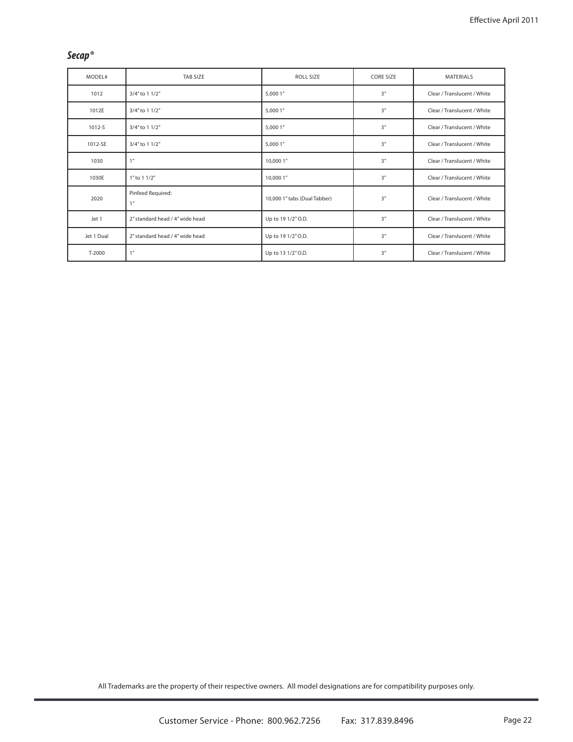## *Secap®*

| MODEL# | TAB SIZE | ROLL SIZE | CORE SIZE | MATERIALS |
|---|---|---|---|---|
| 1012 | 3/4" to 1 1/2" | 5,000 1" | 3" | Clear / Translucent / White |
| 1012E | 3/4" to 1 1/2" | 5,000 1" | 3" | Clear / Translucent / White |
| 1012-S | 3/4" to 1 1/2" | 5,000 1" | 3" | Clear / Translucent / White |
| 1012-SE | 3/4" to 1 1/2" | 5,000 1" | 3" | Clear / Translucent / White |
| 1030 | 1" | 10,000 1" | 3" | Clear / Translucent / White |
| 1030E | 1" to 1 1/2" | 10,000 1" | 3" | Clear / Translucent / White |
| 2020 | Pinfeed Required: 1" | 10,000 1" tabs (Dual Tabber) | 3" | Clear / Translucent / White |
| Jet 1 | 2" standard head / 4" wide head | Up to 19 1/2" O.D. | 3" | Clear / Translucent / White |
| Jet 1 Dual | 2" standard head / 4" wide head | Up to 19 1/2" O.D. | 3" | Clear / Translucent / White |
| T-2000 | 1" | Up to 13 1/2" O.D. | 3" | Clear / Translucent / White |

All Trademarks are the property of their respective owners. All model designations are for compatibility purposes only.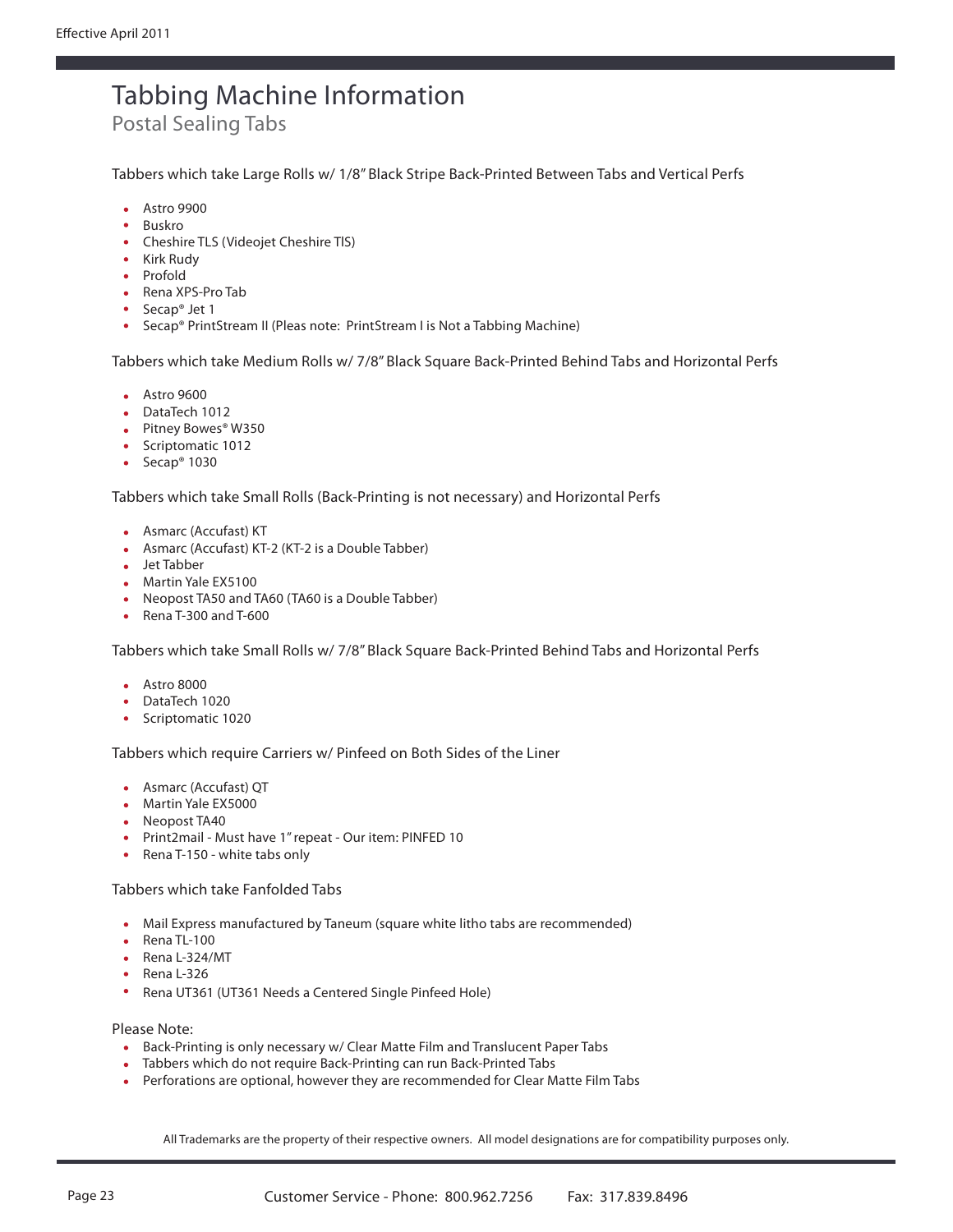# Tabbing Machine Information

## Postal Sealing Tabs

Tabbers which take Large Rolls w/ 1/8" Black Stripe Back-Printed Between Tabs and Vertical Perfs

- Astro 9900
- Buskro
- Cheshire TLS (Videojet Cheshire TlS)
- Kirk Rudy
- Profold
- Rena XPS-Pro Tab
- Secap® Jet 1
- Secap® PrintStream II (Pleas note: PrintStream I is Not a Tabbing Machine)

Tabbers which take Medium Rolls w/ 7/8" Black Square Back-Printed Behind Tabs and Horizontal Perfs

- Astro 9600
- DataTech 1012
- Pitney Bowes® W350
- Scriptomatic 1012
- Secap® 1030

Tabbers which take Small Rolls (Back-Printing is not necessary) and Horizontal Perfs

- Asmarc (Accufast) KT
- Asmarc (Accufast) KT-2 (KT-2 is a Double Tabber)
- Jet Tabber
- Martin Yale EX5100
- Neopost TA50 and TA60 (TA60 is a Double Tabber)
- Rena T-300 and T-600

Tabbers which take Small Rolls w/ 7/8" Black Square Back-Printed Behind Tabs and Horizontal Perfs

- Astro 8000
- DataTech 1020
- Scriptomatic 1020

Tabbers which require Carriers w/ Pinfeed on Both Sides of the Liner

- Asmarc (Accufast) QT
- Martin Yale EX5000
- Neopost TA40
- Print2mail - Must have 1" repeat - Our item: PINFED 10
- Rena T-150 - white tabs only

Tabbers which take Fanfolded Tabs

- Mail Express manufactured by Taneum (square white litho tabs are recommended)
- Rena TL-100
- Rena L-324/MT
- Rena L-326
- Rena UT361 (UT361 Needs a Centered Single Pinfeed Hole)

Please Note:

- Back-Printing is only necessary w/ Clear Matte Film and Translucent Paper Tabs
- Tabbers which do not require Back-Printing can run Back-Printed Tabs
- Perforations are optional, however they are recommended for Clear Matte Film Tabs

All Trademarks are the property of their respective owners. All model designations are for compatibility purposes only.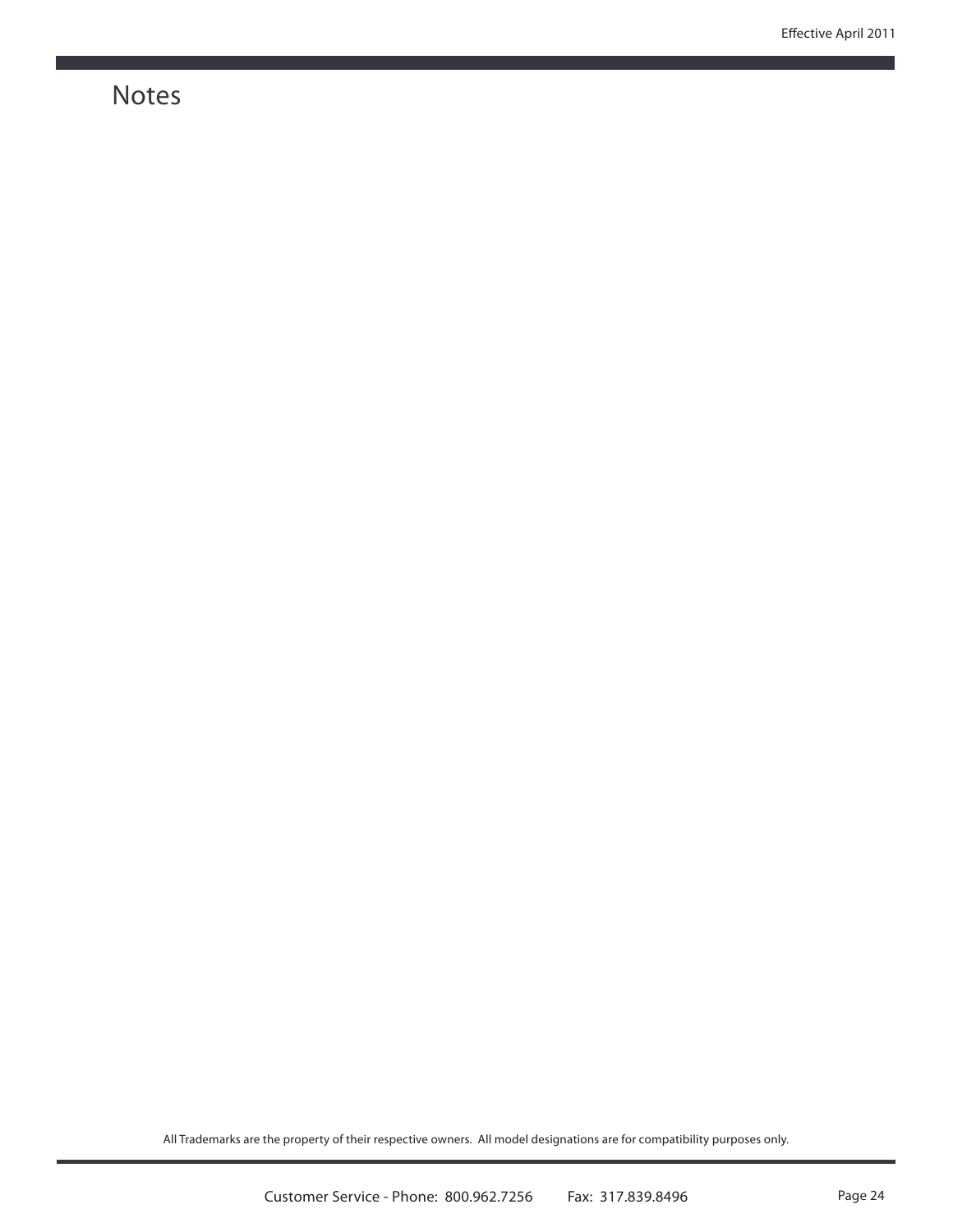# Notes

All Trademarks are the property of their respective owners. All model designations are for compatibility purposes only.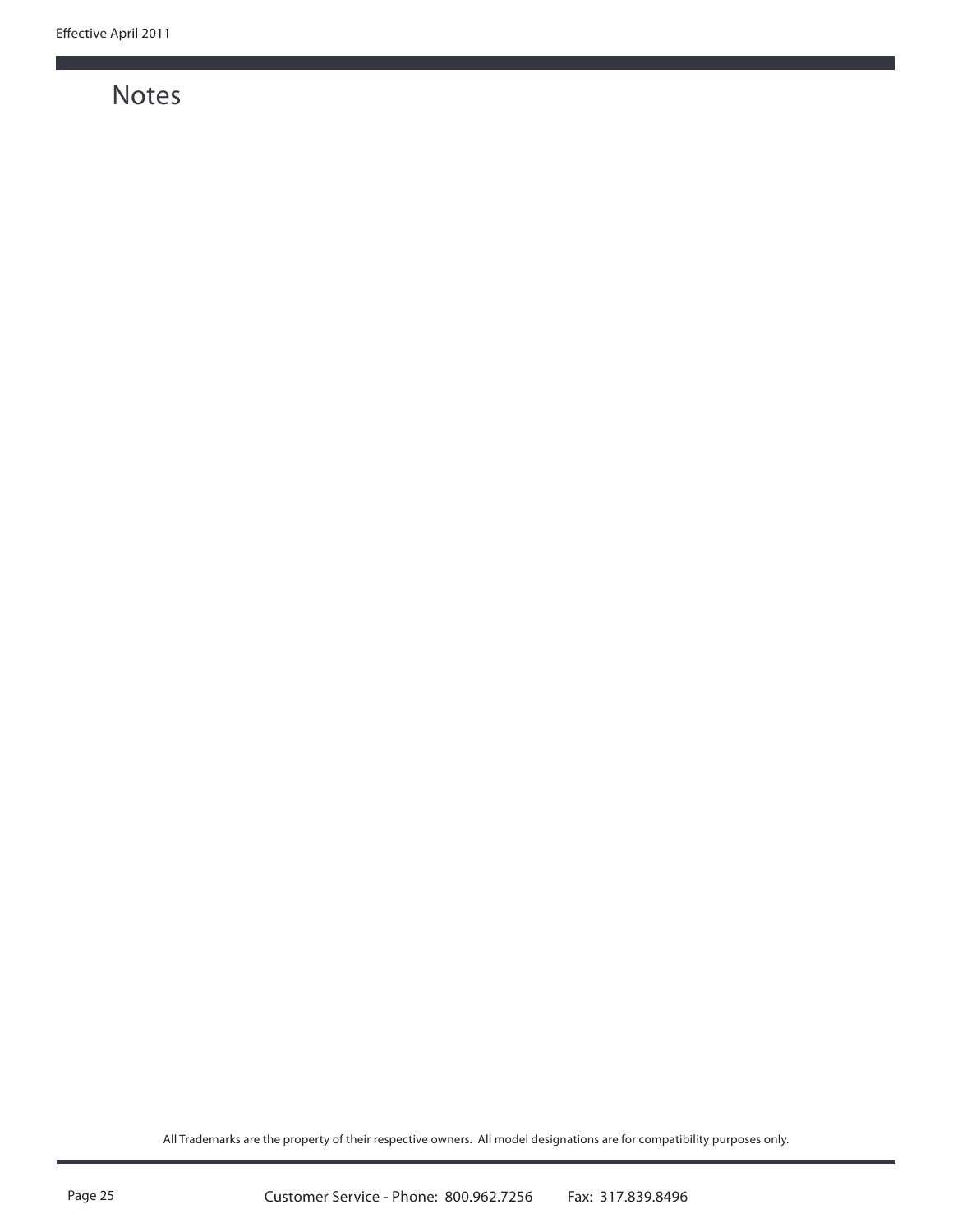# Notes

All Trademarks are the property of their respective owners. All model designations are for compatibility purposes only.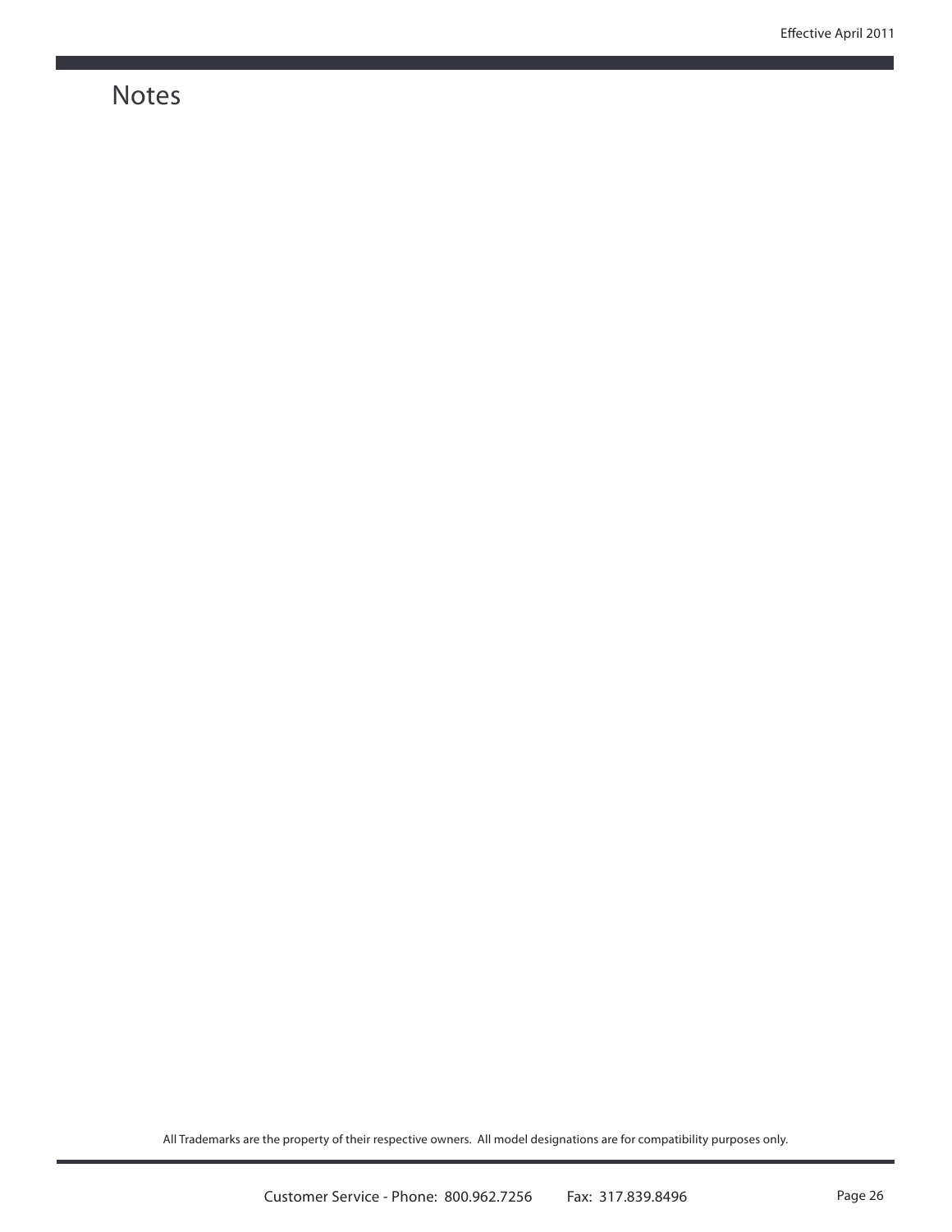# Notes

All Trademarks are the property of their respective owners. All model designations are for compatibility purposes only.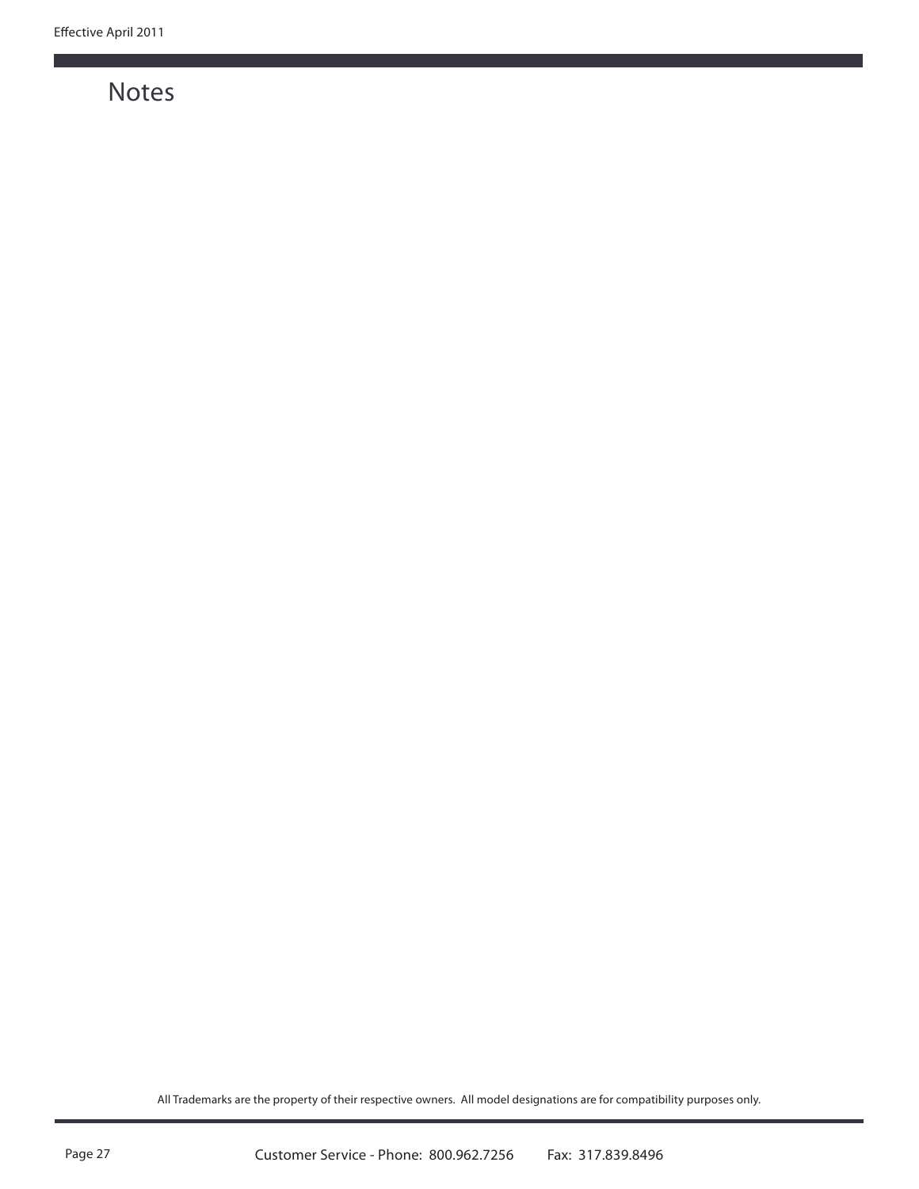# Notes

All Trademarks are the property of their respective owners. All model designations are for compatibility purposes only.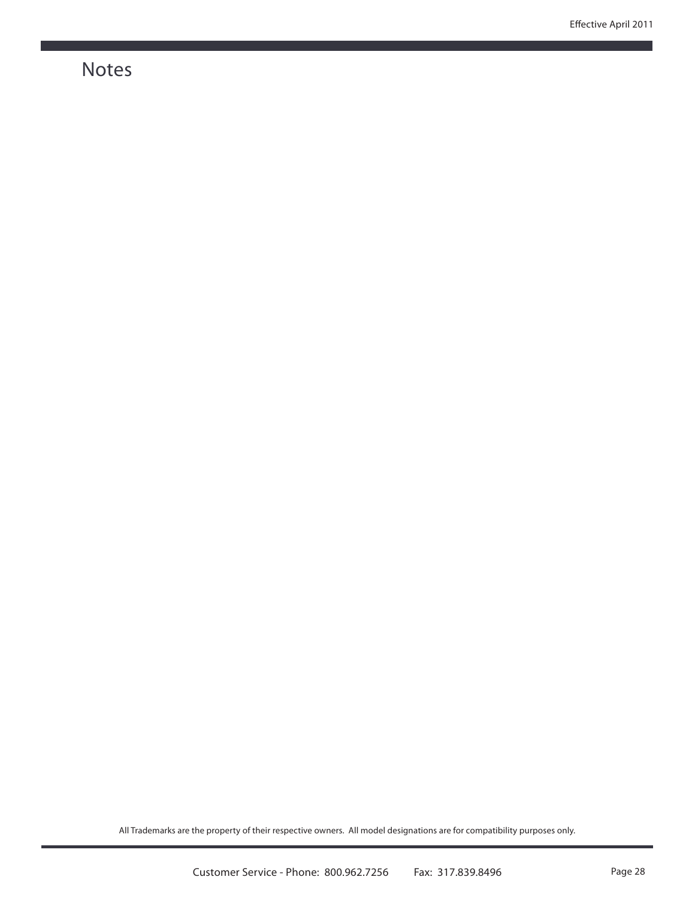# Notes

All Trademarks are the property of their respective owners. All model designations are for compatibility purposes only.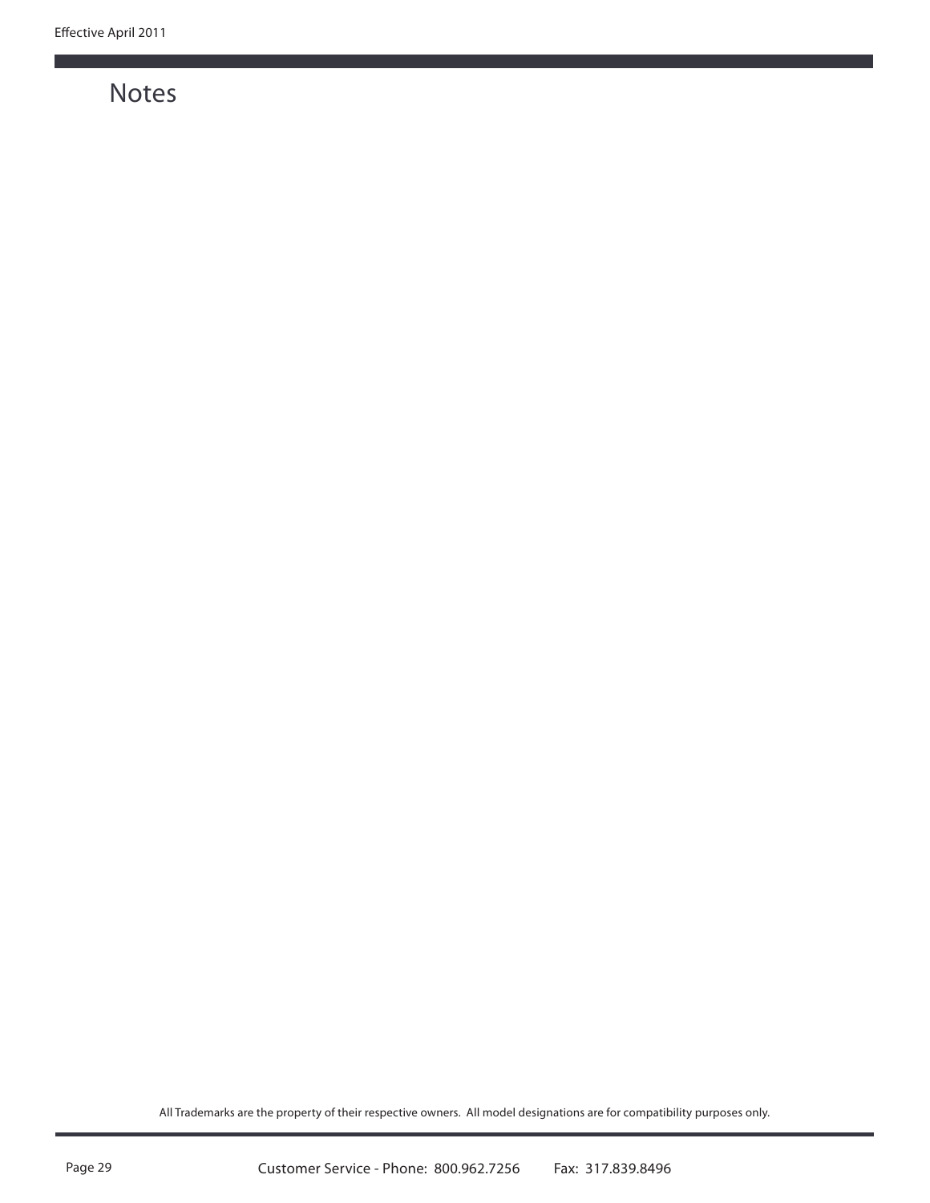# Notes

All Trademarks are the property of their respective owners. All model designations are for compatibility purposes only.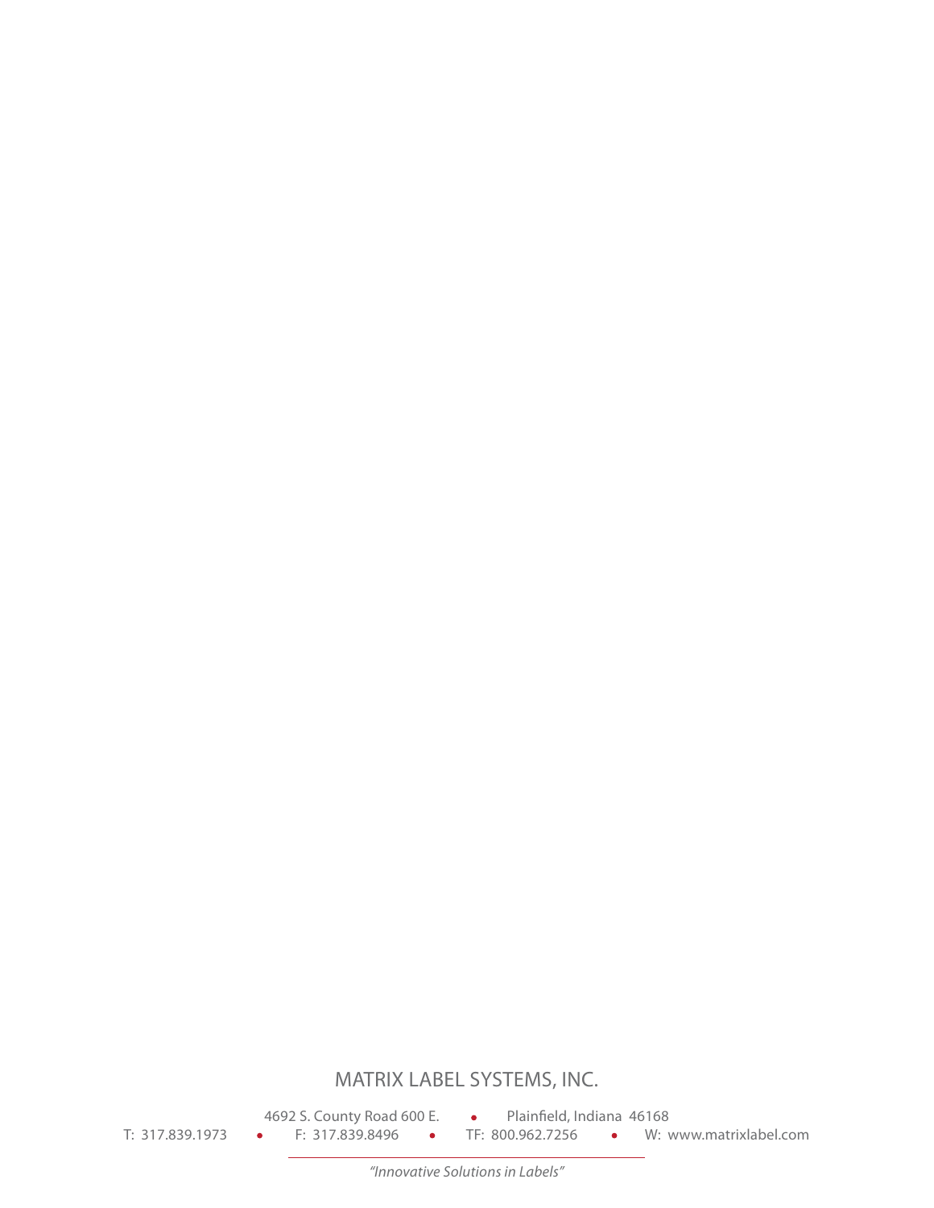MATRIX LABEL SYSTEMS, INC.

4692 S. County Road 600 E. • Plainfield, Indiana 46168

T: 317.839.1973 • F: 317.839.8496 • TF: 800.962.7256 • W: www.matrixlabel.com

*"Innovative Solutions in Labels"*